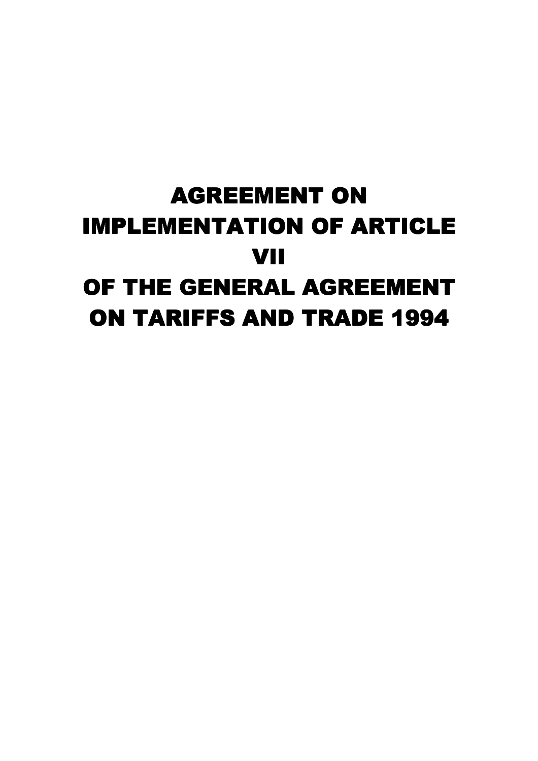# AGREEMENT ON IMPLEMENTATION OF ARTICLE VII OF THE GENERAL AGREEMENT ON TARIFFS AND TRADE 1994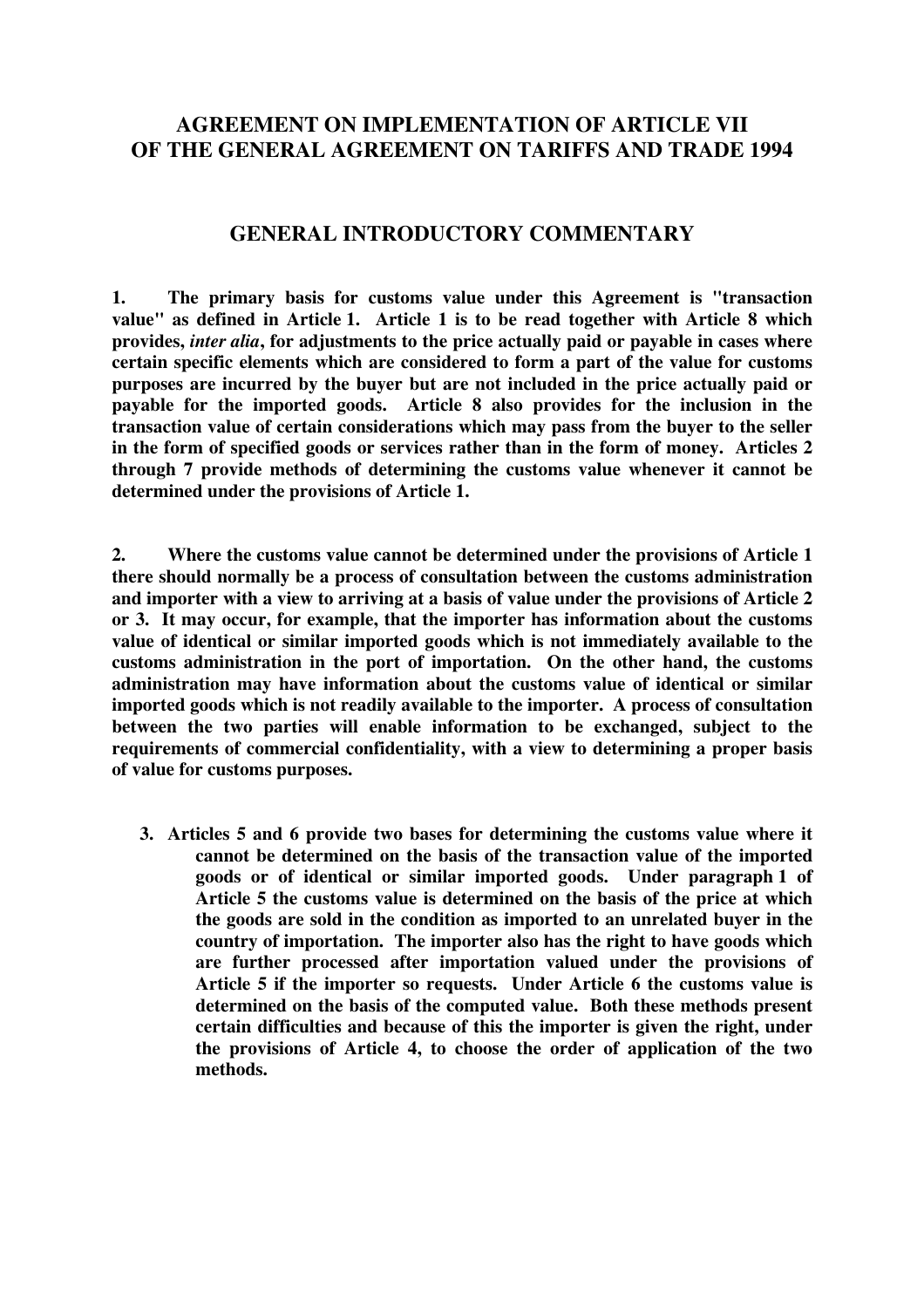# AGREEMENT ON IMPLEMENTATION OF ARTICLE VII OF THE GENERAL AGREEMENT ON TARIFFS AND TRADE 1994

## GENERAL INTRODUCTORY COMMENTARY

**1. The primary basis for customs value under this Agreement is "transaction value" as defined in Article 1. Article 1 is to be read together with Article 8 which provides, *inter alia*, for adjustments to the price actually paid or payable in cases where certain specific elements which are considered to form a part of the value for customs purposes are incurred by the buyer but are not included in the price actually paid or payable for the imported goods. Article 8 also provides for the inclusion in the transaction value of certain considerations which may pass from the buyer to the seller in the form of specified goods or services rather than in the form of money. Articles 2 through 7 provide methods of determining the customs value whenever it cannot be determined under the provisions of Article 1.**

**2. Where the customs value cannot be determined under the provisions of Article 1 there should normally be a process of consultation between the customs administration and importer with a view to arriving at a basis of value under the provisions of Article 2 or 3. It may occur, for example, that the importer has information about the customs value of identical or similar imported goods which is not immediately available to the customs administration in the port of importation. On the other hand, the customs administration may have information about the customs value of identical or similar imported goods which is not readily available to the importer. A process of consultation between the two parties will enable information to be exchanged, subject to the requirements of commercial confidentiality, with a view to determining a proper basis of value for customs purposes.**

**3. Articles 5 and 6 provide two bases for determining the customs value where it cannot be determined on the basis of the transaction value of the imported goods or of identical or similar imported goods. Under paragraph 1 of Article 5 the customs value is determined on the basis of the price at which the goods are sold in the condition as imported to an unrelated buyer in the country of importation. The importer also has the right to have goods which are further processed after importation valued under the provisions of Article 5 if the importer so requests. Under Article 6 the customs value is determined on the basis of the computed value. Both these methods present certain difficulties and because of this the importer is given the right, under the provisions of Article 4, to choose the order of application of the two methods.**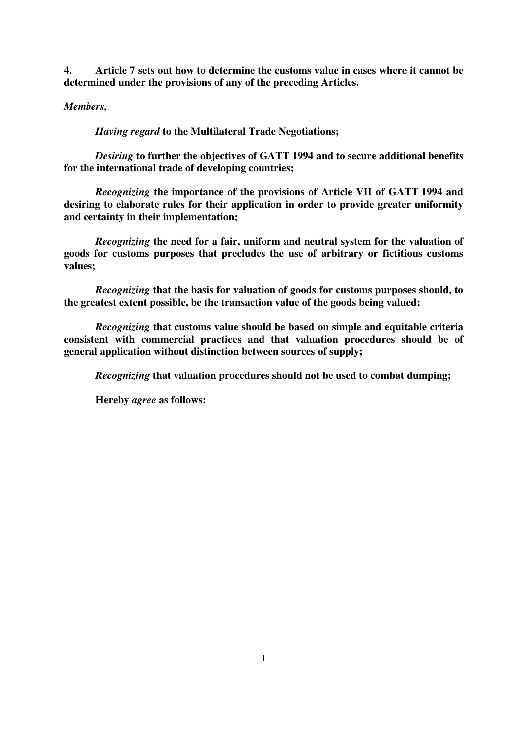**4. Article 7 sets out how to determine the customs value in cases where it cannot be determined under the provisions of any of the preceding Articles.**

***Members,***

***Having regard* to the Multilateral Trade Negotiations;**

***Desiring* to further the objectives of GATT 1994 and to secure additional benefits for the international trade of developing countries;**

***Recognizing* the importance of the provisions of Article VII of GATT 1994 and desiring to elaborate rules for their application in order to provide greater uniformity and certainty in their implementation;**

***Recognizing* the need for a fair, uniform and neutral system for the valuation of goods for customs purposes that precludes the use of arbitrary or fictitious customs values;**

***Recognizing* that the basis for valuation of goods for customs purposes should, to the greatest extent possible, be the transaction value of the goods being valued;**

***Recognizing* that customs value should be based on simple and equitable criteria consistent with commercial practices and that valuation procedures should be of general application without distinction between sources of supply;**

***Recognizing* that valuation procedures should not be used to combat dumping;**

**Hereby *agree* as follows:**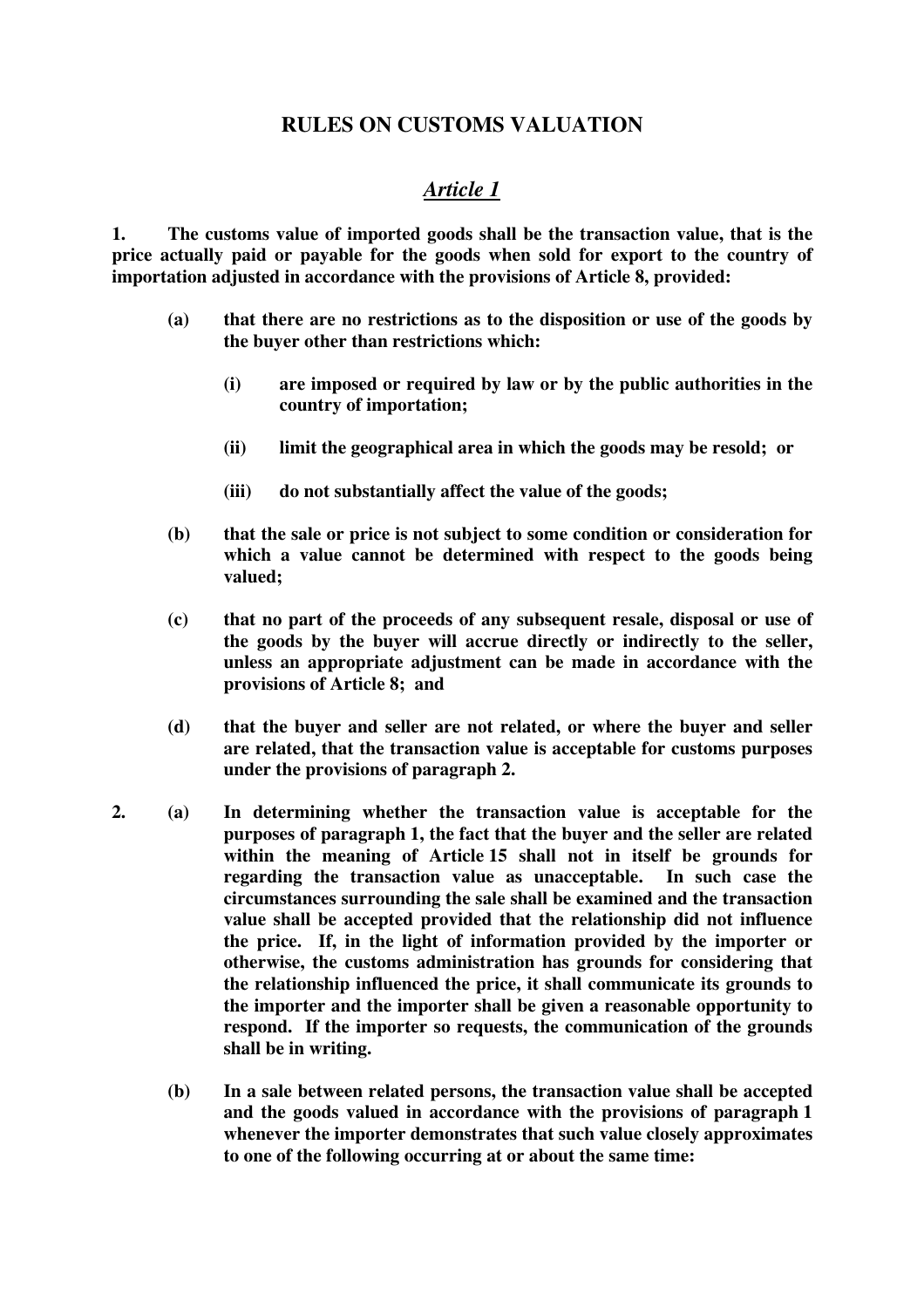# RULES ON CUSTOMS VALUATION

## *Article 1*

**1. The customs value of imported goods shall be the transaction value, that is the price actually paid or payable for the goods when sold for export to the country of importation adjusted in accordance with the provisions of Article 8, provided:**

**(a) that there are no restrictions as to the disposition or use of the goods by the buyer other than restrictions which:**

**(i) are imposed or required by law or by the public authorities in the country of importation;**

**(ii) limit the geographical area in which the goods may be resold; or**

**(iii) do not substantially affect the value of the goods;**

**(b) that the sale or price is not subject to some condition or consideration for which a value cannot be determined with respect to the goods being valued;**

**(c) that no part of the proceeds of any subsequent resale, disposal or use of the goods by the buyer will accrue directly or indirectly to the seller, unless an appropriate adjustment can be made in accordance with the provisions of Article 8; and**

**(d) that the buyer and seller are not related, or where the buyer and seller are related, that the transaction value is acceptable for customs purposes under the provisions of paragraph 2.**

**2. (a) In determining whether the transaction value is acceptable for the purposes of paragraph 1, the fact that the buyer and the seller are related within the meaning of Article 15 shall not in itself be grounds for regarding the transaction value as unacceptable. In such case the circumstances surrounding the sale shall be examined and the transaction value shall be accepted provided that the relationship did not influence the price. If, in the light of information provided by the importer or otherwise, the customs administration has grounds for considering that the relationship influenced the price, it shall communicate its grounds to the importer and the importer shall be given a reasonable opportunity to respond. If the importer so requests, the communication of the grounds shall be in writing.**

**(b) In a sale between related persons, the transaction value shall be accepted and the goods valued in accordance with the provisions of paragraph 1 whenever the importer demonstrates that such value closely approximates to one of the following occurring at or about the same time:**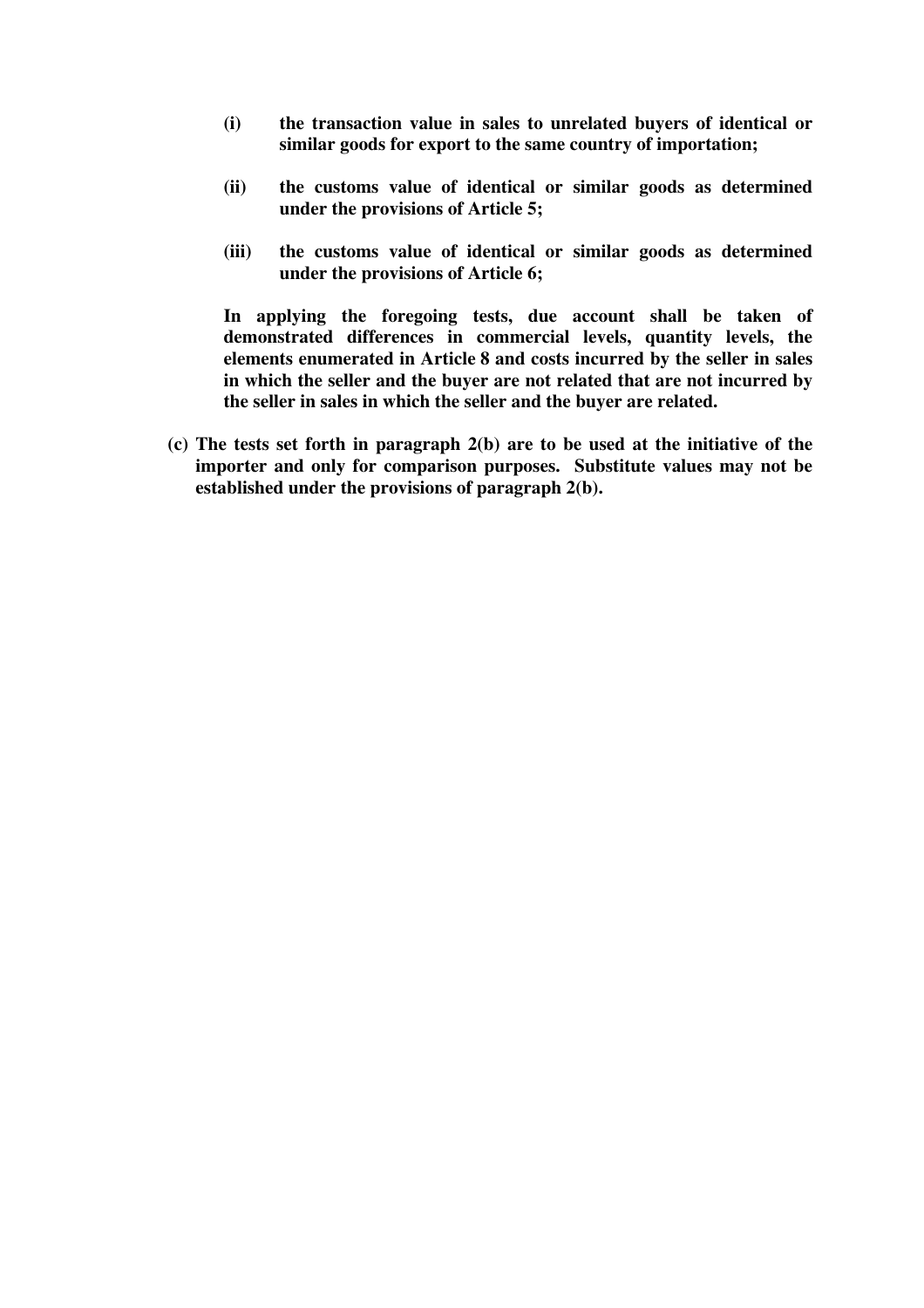**(i) the transaction value in sales to unrelated buyers of identical or similar goods for export to the same country of importation;**

**(ii) the customs value of identical or similar goods as determined under the provisions of Article 5;**

**(iii) the customs value of identical or similar goods as determined under the provisions of Article 6;**

**In applying the foregoing tests, due account shall be taken of demonstrated differences in commercial levels, quantity levels, the elements enumerated in Article 8 and costs incurred by the seller in sales in which the seller and the buyer are not related that are not incurred by the seller in sales in which the seller and the buyer are related.**

**(c) The tests set forth in paragraph 2(b) are to be used at the initiative of the importer and only for comparison purposes. Substitute values may not be established under the provisions of paragraph 2(b).**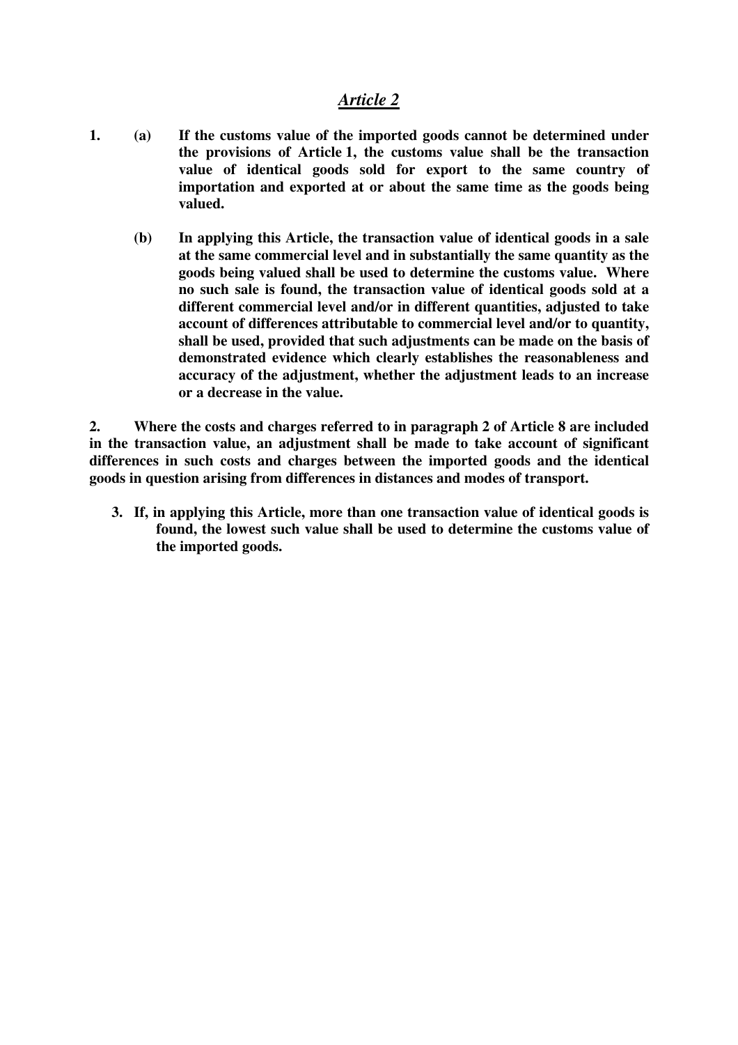## *Article 2*

**1. (a) If the customs value of the imported goods cannot be determined under the provisions of Article 1, the customs value shall be the transaction value of identical goods sold for export to the same country of importation and exported at or about the same time as the goods being valued.**

**(b) In applying this Article, the transaction value of identical goods in a sale at the same commercial level and in substantially the same quantity as the goods being valued shall be used to determine the customs value. Where no such sale is found, the transaction value of identical goods sold at a different commercial level and/or in different quantities, adjusted to take account of differences attributable to commercial level and/or to quantity, shall be used, provided that such adjustments can be made on the basis of demonstrated evidence which clearly establishes the reasonableness and accuracy of the adjustment, whether the adjustment leads to an increase or a decrease in the value.**

**2. Where the costs and charges referred to in paragraph 2 of Article 8 are included in the transaction value, an adjustment shall be made to take account of significant differences in such costs and charges between the imported goods and the identical goods in question arising from differences in distances and modes of transport.**

**3. If, in applying this Article, more than one transaction value of identical goods is found, the lowest such value shall be used to determine the customs value of the imported goods.**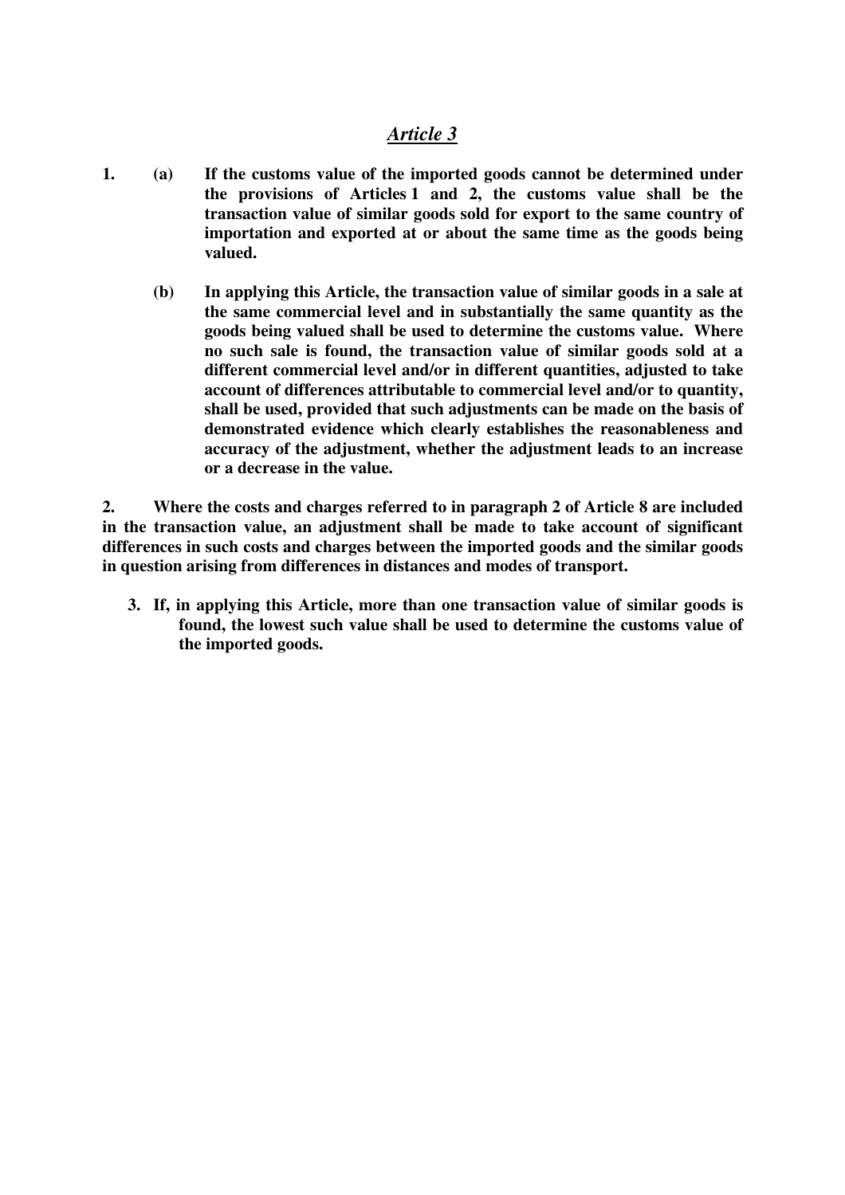## *Article 3*

1. (a) **If the customs value of the imported goods cannot be determined under the provisions of Articles 1 and 2, the customs value shall be the transaction value of similar goods sold for export to the same country of importation and exported at or about the same time as the goods being valued.**

   (b) **In applying this Article, the transaction value of similar goods in a sale at the same commercial level and in substantially the same quantity as the goods being valued shall be used to determine the customs value. Where no such sale is found, the transaction value of similar goods sold at a different commercial level and/or in different quantities, adjusted to take account of differences attributable to commercial level and/or to quantity, shall be used, provided that such adjustments can be made on the basis of demonstrated evidence which clearly establishes the reasonableness and accuracy of the adjustment, whether the adjustment leads to an increase or a decrease in the value.**

2. **Where the costs and charges referred to in paragraph 2 of Article 8 are included in the transaction value, an adjustment shall be made to take account of significant differences in such costs and charges between the imported goods and the similar goods in question arising from differences in distances and modes of transport.**

3. **If, in applying this Article, more than one transaction value of similar goods is found, the lowest such value shall be used to determine the customs value of the imported goods.**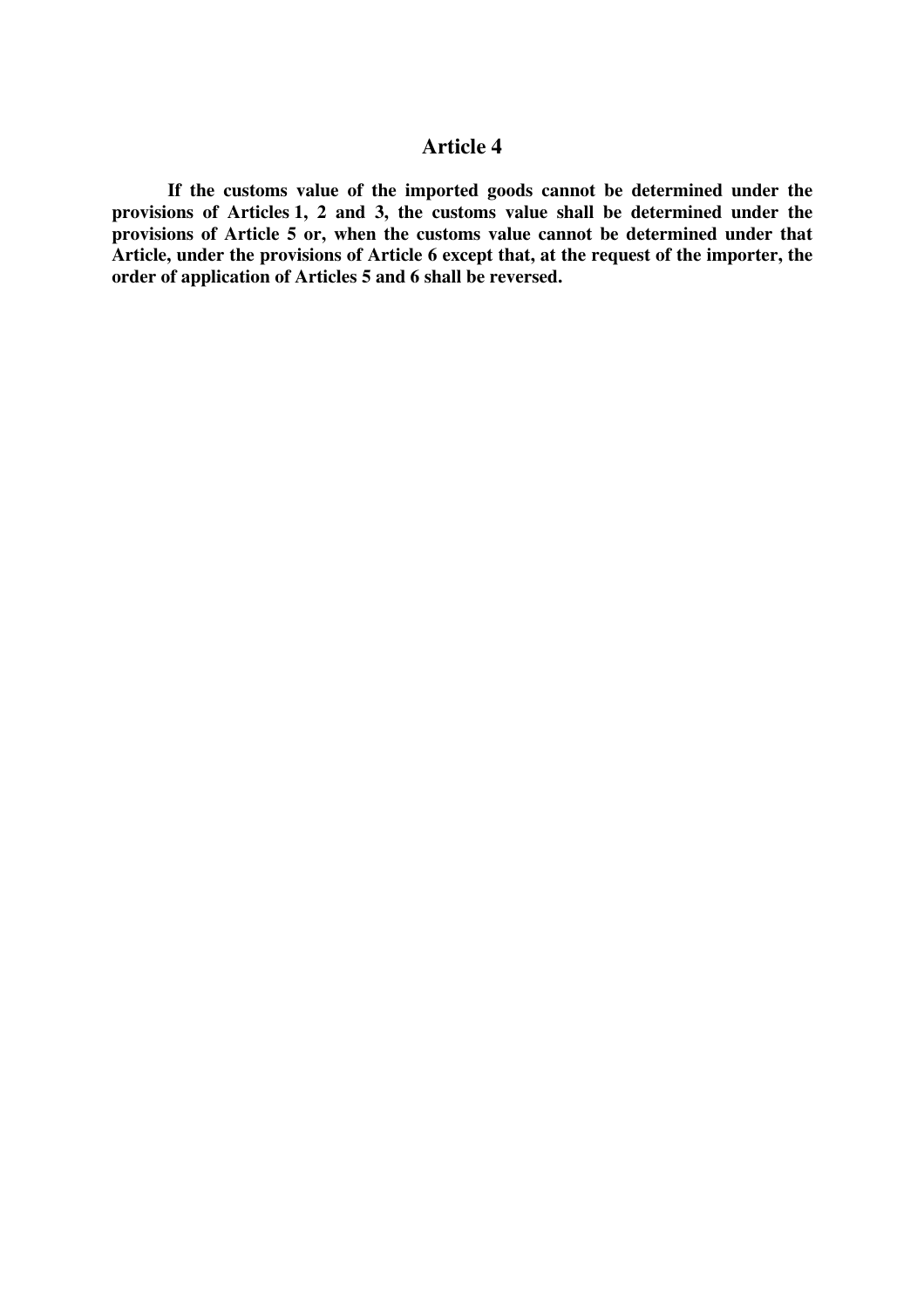## Article 4

**If the customs value of the imported goods cannot be determined under the provisions of Articles 1, 2 and 3, the customs value shall be determined under the provisions of Article 5 or, when the customs value cannot be determined under that Article, under the provisions of Article 6 except that, at the request of the importer, the order of application of Articles 5 and 6 shall be reversed.**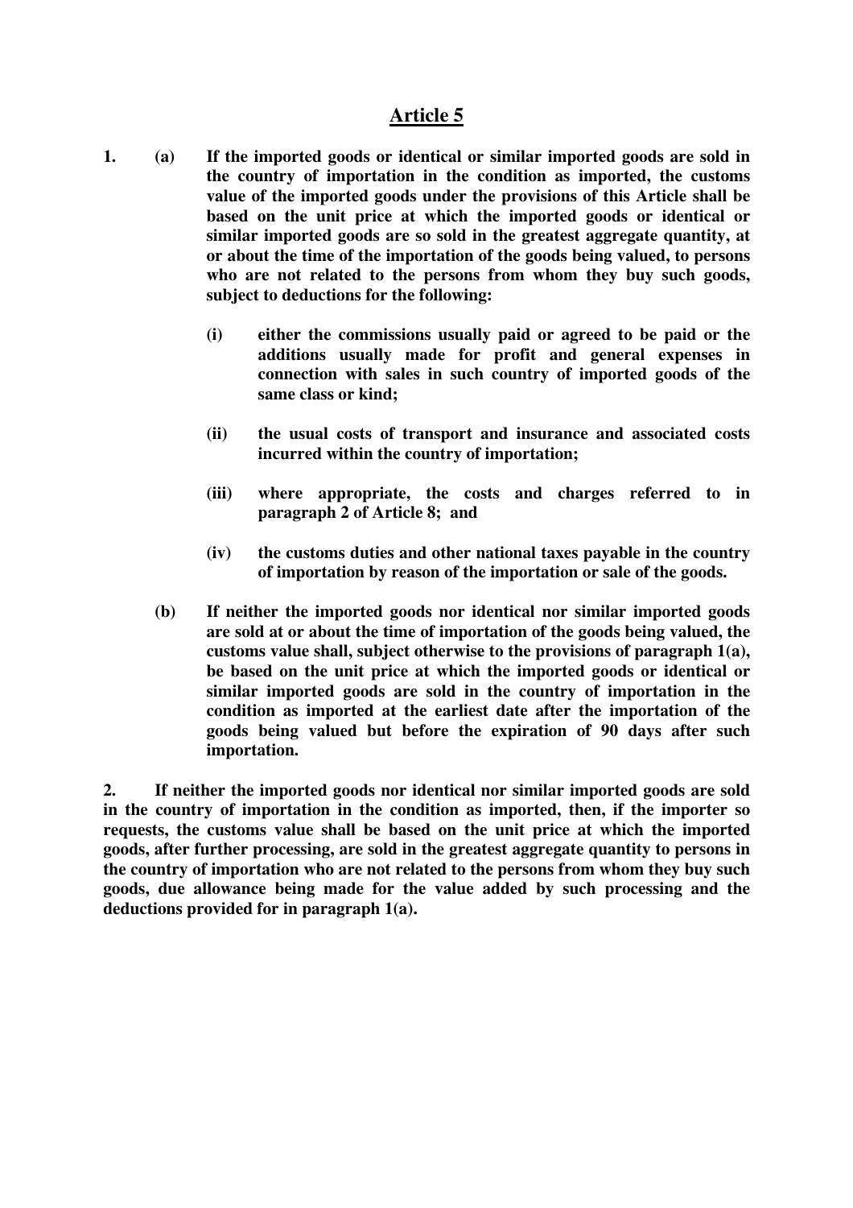## Article 5

**1. (a) If the imported goods or identical or similar imported goods are sold in the country of importation in the condition as imported, the customs value of the imported goods under the provisions of this Article shall be based on the unit price at which the imported goods or identical or similar imported goods are so sold in the greatest aggregate quantity, at or about the time of the importation of the goods being valued, to persons who are not related to the persons from whom they buy such goods, subject to deductions for the following:**

- **(i) either the commissions usually paid or agreed to be paid or the additions usually made for profit and general expenses in connection with sales in such country of imported goods of the same class or kind;**

- **(ii) the usual costs of transport and insurance and associated costs incurred within the country of importation;**

- **(iii) where appropriate, the costs and charges referred to in paragraph 2 of Article 8; and**

- **(iv) the customs duties and other national taxes payable in the country of importation by reason of the importation or sale of the goods.**

**(b) If neither the imported goods nor identical nor similar imported goods are sold at or about the time of importation of the goods being valued, the customs value shall, subject otherwise to the provisions of paragraph 1(a), be based on the unit price at which the imported goods or identical or similar imported goods are sold in the country of importation in the condition as imported at the earliest date after the importation of the goods being valued but before the expiration of 90 days after such importation.**

**2. If neither the imported goods nor identical nor similar imported goods are sold in the country of importation in the condition as imported, then, if the importer so requests, the customs value shall be based on the unit price at which the imported goods, after further processing, are sold in the greatest aggregate quantity to persons in the country of importation who are not related to the persons from whom they buy such goods, due allowance being made for the value added by such processing and the deductions provided for in paragraph 1(a).**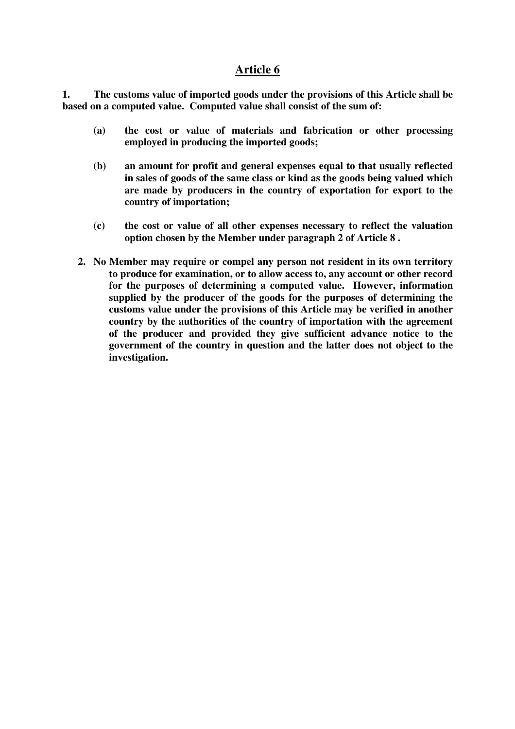## Article 6

**1. The customs value of imported goods under the provisions of this Article shall be based on a computed value. Computed value shall consist of the sum of:**

> **(a) the cost or value of materials and fabrication or other processing employed in producing the imported goods;**
>
> **(b) an amount for profit and general expenses equal to that usually reflected in sales of goods of the same class or kind as the goods being valued which are made by producers in the country of exportation for export to the country of importation;**
>
> **(c) the cost or value of all other expenses necessary to reflect the valuation option chosen by the Member under paragraph 2 of Article 8 .**

**2. No Member may require or compel any person not resident in its own territory to produce for examination, or to allow access to, any account or other record for the purposes of determining a computed value. However, information supplied by the producer of the goods for the purposes of determining the customs value under the provisions of this Article may be verified in another country by the authorities of the country of importation with the agreement of the producer and provided they give sufficient advance notice to the government of the country in question and the latter does not object to the investigation.**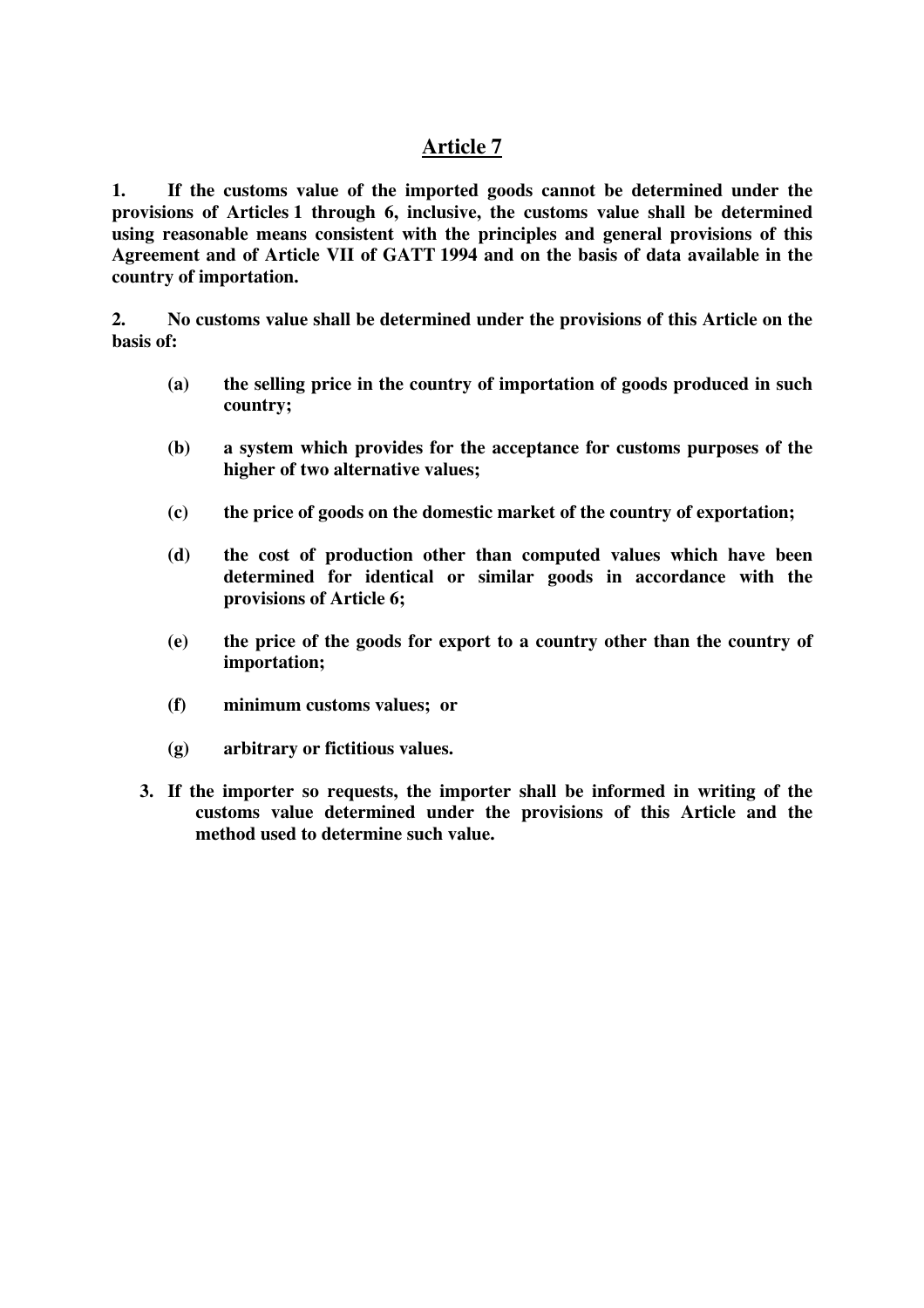## Article 7

**1. If the customs value of the imported goods cannot be determined under the provisions of Articles 1 through 6, inclusive, the customs value shall be determined using reasonable means consistent with the principles and general provisions of this Agreement and of Article VII of GATT 1994 and on the basis of data available in the country of importation.**

**2. No customs value shall be determined under the provisions of this Article on the basis of:**

> **(a) the selling price in the country of importation of goods produced in such country;**
>
> **(b) a system which provides for the acceptance for customs purposes of the higher of two alternative values;**
>
> **(c) the price of goods on the domestic market of the country of exportation;**
>
> **(d) the cost of production other than computed values which have been determined for identical or similar goods in accordance with the provisions of Article 6;**
>
> **(e) the price of the goods for export to a country other than the country of importation;**
>
> **(f) minimum customs values; or**
>
> **(g) arbitrary or fictitious values.**

**3. If the importer so requests, the importer shall be informed in writing of the customs value determined under the provisions of this Article and the method used to determine such value.**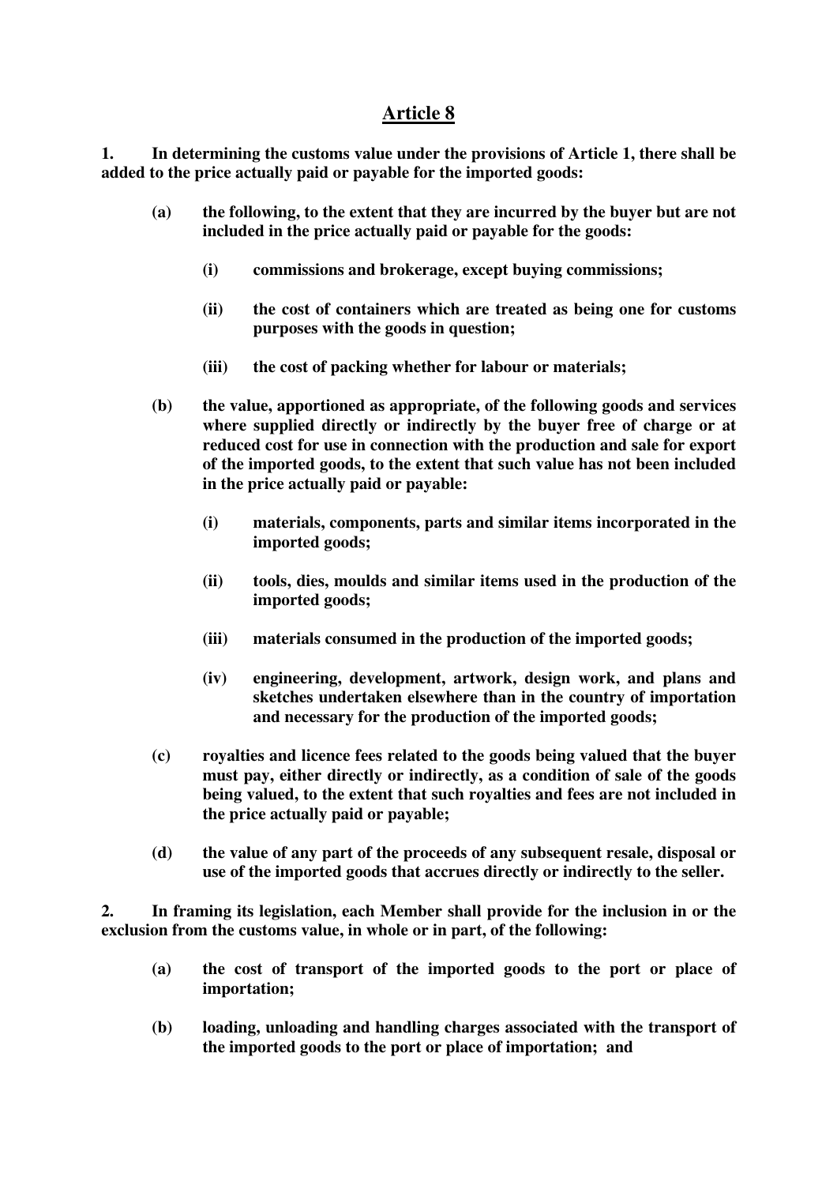## Article 8

**1. In determining the customs value under the provisions of Article 1, there shall be added to the price actually paid or payable for the imported goods:**

**(a) the following, to the extent that they are incurred by the buyer but are not included in the price actually paid or payable for the goods:**

**(i) commissions and brokerage, except buying commissions;**

**(ii) the cost of containers which are treated as being one for customs purposes with the goods in question;**

**(iii) the cost of packing whether for labour or materials;**

**(b) the value, apportioned as appropriate, of the following goods and services where supplied directly or indirectly by the buyer free of charge or at reduced cost for use in connection with the production and sale for export of the imported goods, to the extent that such value has not been included in the price actually paid or payable:**

**(i) materials, components, parts and similar items incorporated in the imported goods;**

**(ii) tools, dies, moulds and similar items used in the production of the imported goods;**

**(iii) materials consumed in the production of the imported goods;**

**(iv) engineering, development, artwork, design work, and plans and sketches undertaken elsewhere than in the country of importation and necessary for the production of the imported goods;**

**(c) royalties and licence fees related to the goods being valued that the buyer must pay, either directly or indirectly, as a condition of sale of the goods being valued, to the extent that such royalties and fees are not included in the price actually paid or payable;**

**(d) the value of any part of the proceeds of any subsequent resale, disposal or use of the imported goods that accrues directly or indirectly to the seller.**

**2. In framing its legislation, each Member shall provide for the inclusion in or the exclusion from the customs value, in whole or in part, of the following:**

**(a) the cost of transport of the imported goods to the port or place of importation;**

**(b) loading, unloading and handling charges associated with the transport of the imported goods to the port or place of importation; and**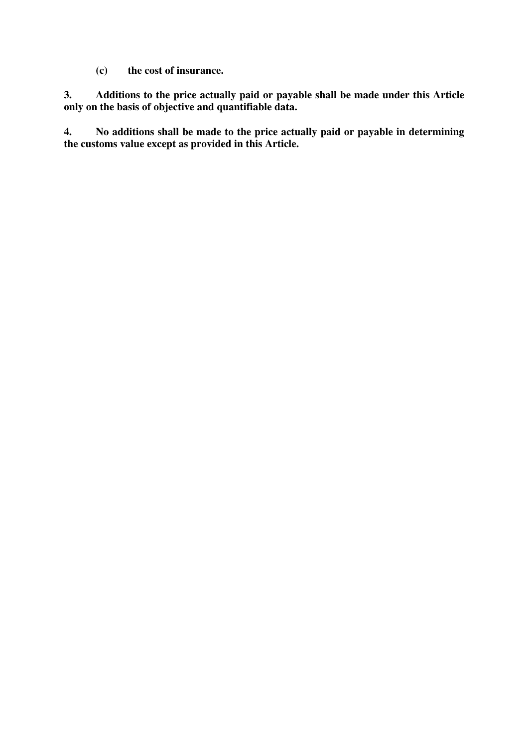**(c) the cost of insurance.**

**3. Additions to the price actually paid or payable shall be made under this Article only on the basis of objective and quantifiable data.**

**4. No additions shall be made to the price actually paid or payable in determining the customs value except as provided in this Article.**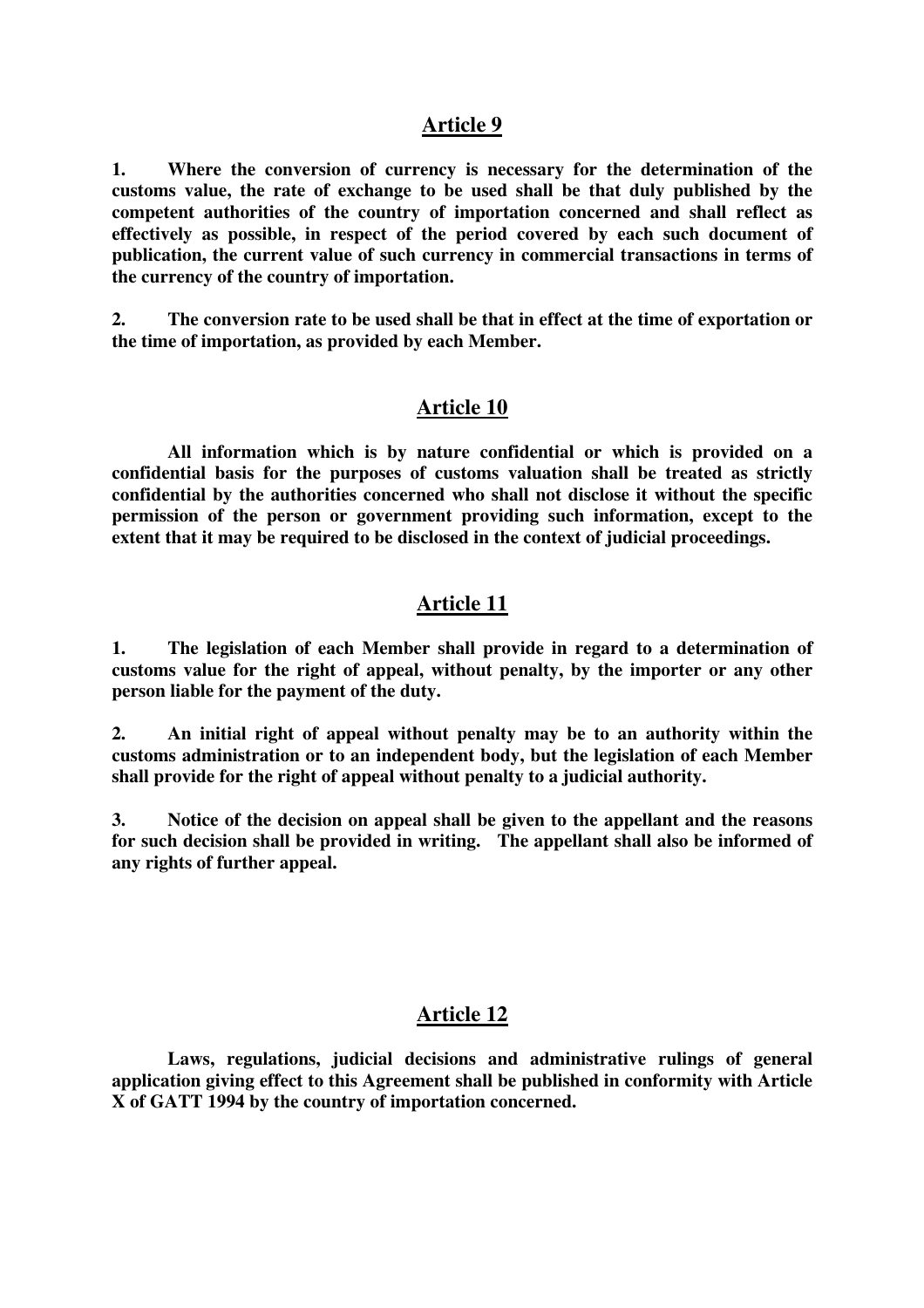## Article 9

**1. Where the conversion of currency is necessary for the determination of the customs value, the rate of exchange to be used shall be that duly published by the competent authorities of the country of importation concerned and shall reflect as effectively as possible, in respect of the period covered by each such document of publication, the current value of such currency in commercial transactions in terms of the currency of the country of importation.**

**2. The conversion rate to be used shall be that in effect at the time of exportation or the time of importation, as provided by each Member.**

## Article 10

**All information which is by nature confidential or which is provided on a confidential basis for the purposes of customs valuation shall be treated as strictly confidential by the authorities concerned who shall not disclose it without the specific permission of the person or government providing such information, except to the extent that it may be required to be disclosed in the context of judicial proceedings.**

## Article 11

**1. The legislation of each Member shall provide in regard to a determination of customs value for the right of appeal, without penalty, by the importer or any other person liable for the payment of the duty.**

**2. An initial right of appeal without penalty may be to an authority within the customs administration or to an independent body, but the legislation of each Member shall provide for the right of appeal without penalty to a judicial authority.**

**3. Notice of the decision on appeal shall be given to the appellant and the reasons for such decision shall be provided in writing. The appellant shall also be informed of any rights of further appeal.**

## Article 12

**Laws, regulations, judicial decisions and administrative rulings of general application giving effect to this Agreement shall be published in conformity with Article X of GATT 1994 by the country of importation concerned.**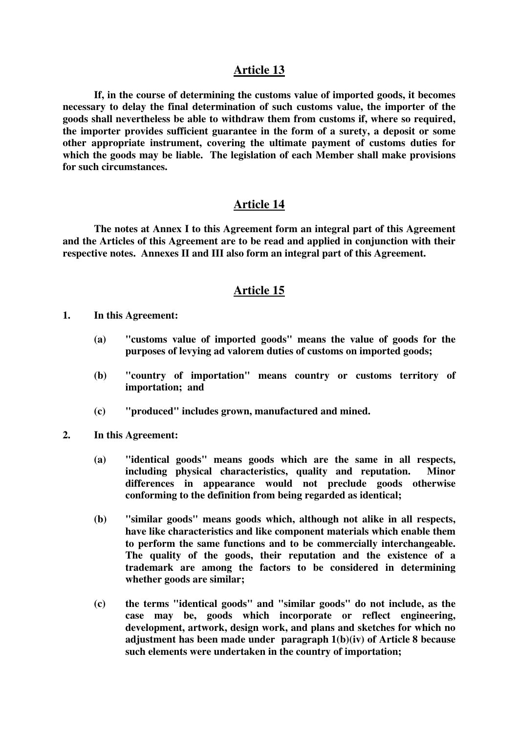## Article 13

**If, in the course of determining the customs value of imported goods, it becomes necessary to delay the final determination of such customs value, the importer of the goods shall nevertheless be able to withdraw them from customs if, where so required, the importer provides sufficient guarantee in the form of a surety, a deposit or some other appropriate instrument, covering the ultimate payment of customs duties for which the goods may be liable. The legislation of each Member shall make provisions for such circumstances.**

## Article 14

**The notes at Annex I to this Agreement form an integral part of this Agreement and the Articles of this Agreement are to be read and applied in conjunction with their respective notes. Annexes II and III also form an integral part of this Agreement.**

## Article 15

**1. In this Agreement:**

- **(a) "customs value of imported goods" means the value of goods for the purposes of levying ad valorem duties of customs on imported goods;**
- **(b) "country of importation" means country or customs territory of importation; and**
- **(c) "produced" includes grown, manufactured and mined.**

**2. In this Agreement:**

- **(a) "identical goods" means goods which are the same in all respects, including physical characteristics, quality and reputation. Minor differences in appearance would not preclude goods otherwise conforming to the definition from being regarded as identical;**
- **(b) "similar goods" means goods which, although not alike in all respects, have like characteristics and like component materials which enable them to perform the same functions and to be commercially interchangeable. The quality of the goods, their reputation and the existence of a trademark are among the factors to be considered in determining whether goods are similar;**
- **(c) the terms "identical goods" and "similar goods" do not include, as the case may be, goods which incorporate or reflect engineering, development, artwork, design work, and plans and sketches for which no adjustment has been made under paragraph 1(b)(iv) of Article 8 because such elements were undertaken in the country of importation;**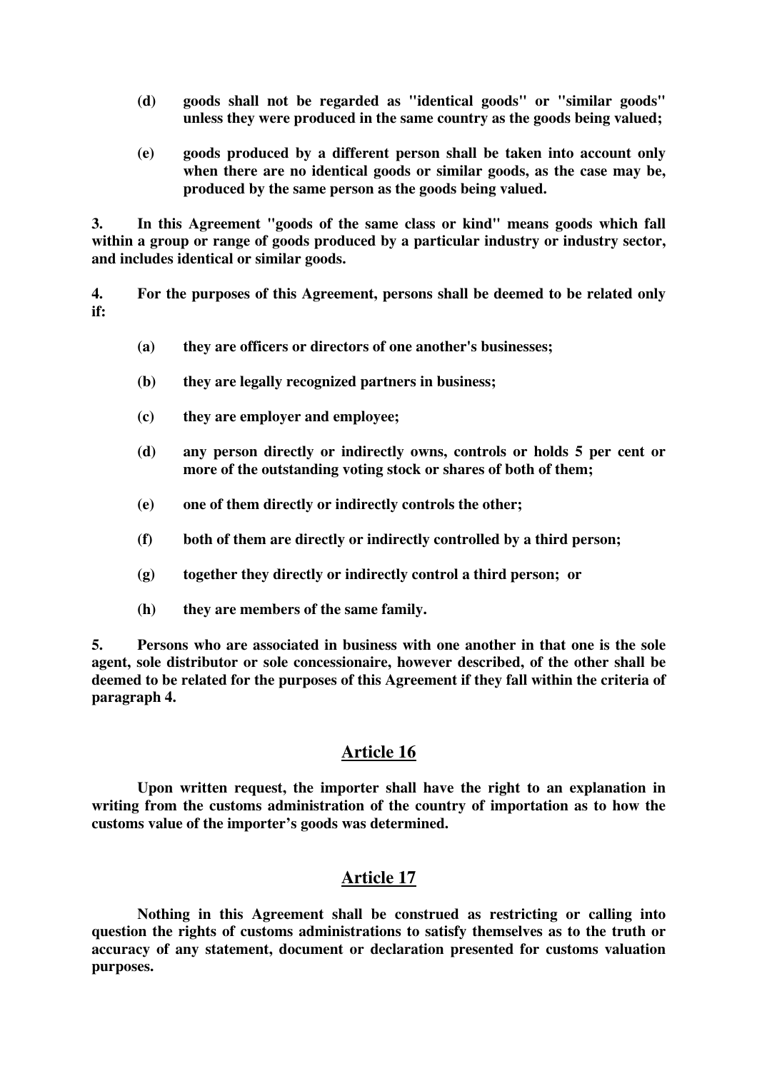**(d) goods shall not be regarded as "identical goods" or "similar goods" unless they were produced in the same country as the goods being valued;**

**(e) goods produced by a different person shall be taken into account only when there are no identical goods or similar goods, as the case may be, produced by the same person as the goods being valued.**

**3. In this Agreement "goods of the same class or kind" means goods which fall within a group or range of goods produced by a particular industry or industry sector, and includes identical or similar goods.**

**4. For the purposes of this Agreement, persons shall be deemed to be related only if:**

**(a) they are officers or directors of one another's businesses;**

**(b) they are legally recognized partners in business;**

**(c) they are employer and employee;**

**(d) any person directly or indirectly owns, controls or holds 5 per cent or more of the outstanding voting stock or shares of both of them;**

**(e) one of them directly or indirectly controls the other;**

**(f) both of them are directly or indirectly controlled by a third person;**

**(g) together they directly or indirectly control a third person; or**

**(h) they are members of the same family.**

**5. Persons who are associated in business with one another in that one is the sole agent, sole distributor or sole concessionaire, however described, of the other shall be deemed to be related for the purposes of this Agreement if they fall within the criteria of paragraph 4.**

## Article 16

**Upon written request, the importer shall have the right to an explanation in writing from the customs administration of the country of importation as to how the customs value of the importer's goods was determined.**

## Article 17

**Nothing in this Agreement shall be construed as restricting or calling into question the rights of customs administrations to satisfy themselves as to the truth or accuracy of any statement, document or declaration presented for customs valuation purposes.**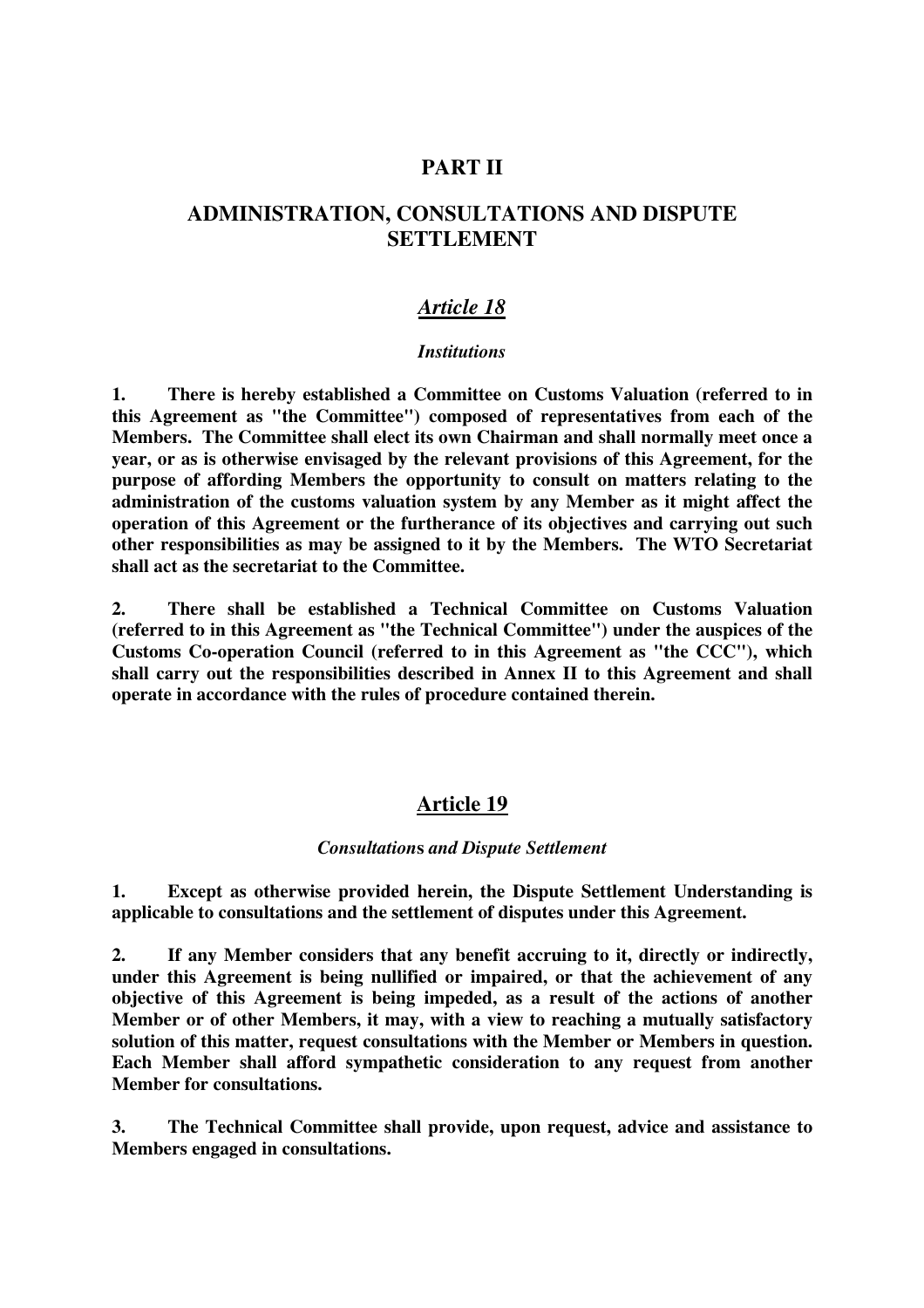# PART II

# ADMINISTRATION, CONSULTATIONS AND DISPUTE SETTLEMENT

## *Article 18*

### *Institutions*

**1. There is hereby established a Committee on Customs Valuation (referred to in this Agreement as "the Committee") composed of representatives from each of the Members. The Committee shall elect its own Chairman and shall normally meet once a year, or as is otherwise envisaged by the relevant provisions of this Agreement, for the purpose of affording Members the opportunity to consult on matters relating to the administration of the customs valuation system by any Member as it might affect the operation of this Agreement or the furtherance of its objectives and carrying out such other responsibilities as may be assigned to it by the Members. The WTO Secretariat shall act as the secretariat to the Committee.**

**2. There shall be established a Technical Committee on Customs Valuation (referred to in this Agreement as "the Technical Committee") under the auspices of the Customs Co-operation Council (referred to in this Agreement as "the CCC"), which shall carry out the responsibilities described in Annex II to this Agreement and shall operate in accordance with the rules of procedure contained therein.**

## Article 19

### *Consultations and Dispute Settlement*

**1. Except as otherwise provided herein, the Dispute Settlement Understanding is applicable to consultations and the settlement of disputes under this Agreement.**

**2. If any Member considers that any benefit accruing to it, directly or indirectly, under this Agreement is being nullified or impaired, or that the achievement of any objective of this Agreement is being impeded, as a result of the actions of another Member or of other Members, it may, with a view to reaching a mutually satisfactory solution of this matter, request consultations with the Member or Members in question. Each Member shall afford sympathetic consideration to any request from another Member for consultations.**

**3. The Technical Committee shall provide, upon request, advice and assistance to Members engaged in consultations.**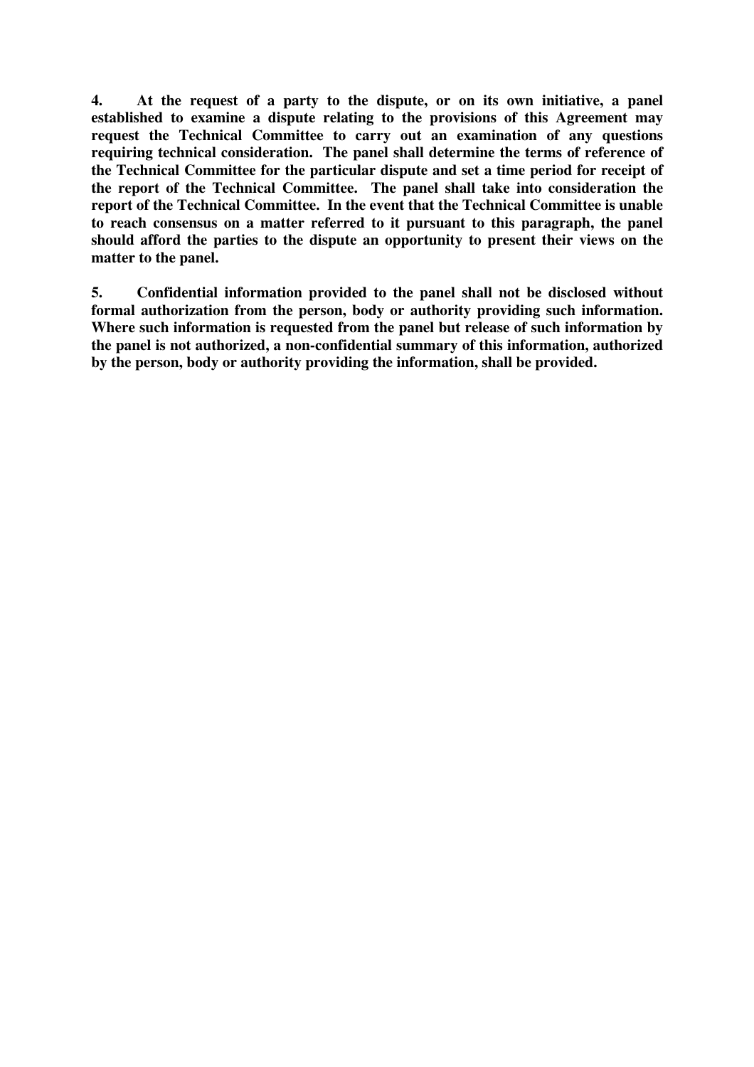**4. At the request of a party to the dispute, or on its own initiative, a panel established to examine a dispute relating to the provisions of this Agreement may request the Technical Committee to carry out an examination of any questions requiring technical consideration. The panel shall determine the terms of reference of the Technical Committee for the particular dispute and set a time period for receipt of the report of the Technical Committee. The panel shall take into consideration the report of the Technical Committee. In the event that the Technical Committee is unable to reach consensus on a matter referred to it pursuant to this paragraph, the panel should afford the parties to the dispute an opportunity to present their views on the matter to the panel.**

**5. Confidential information provided to the panel shall not be disclosed without formal authorization from the person, body or authority providing such information. Where such information is requested from the panel but release of such information by the panel is not authorized, a non-confidential summary of this information, authorized by the person, body or authority providing the information, shall be provided.**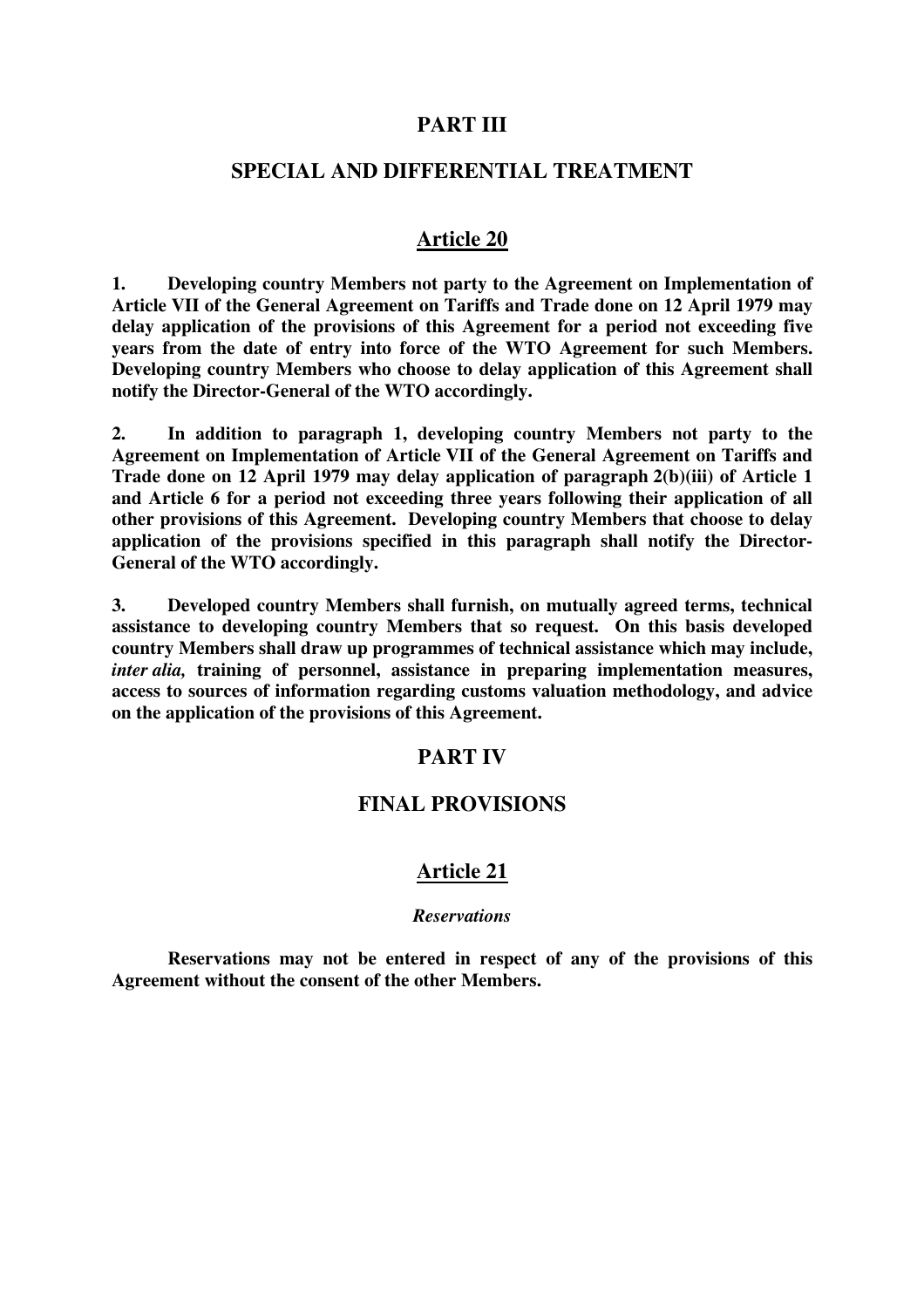## PART III

## SPECIAL AND DIFFERENTIAL TREATMENT

### Article 20

**1. Developing country Members not party to the Agreement on Implementation of Article VII of the General Agreement on Tariffs and Trade done on 12 April 1979 may delay application of the provisions of this Agreement for a period not exceeding five years from the date of entry into force of the WTO Agreement for such Members. Developing country Members who choose to delay application of this Agreement shall notify the Director-General of the WTO accordingly.**

**2. In addition to paragraph 1, developing country Members not party to the Agreement on Implementation of Article VII of the General Agreement on Tariffs and Trade done on 12 April 1979 may delay application of paragraph 2(b)(iii) of Article 1 and Article 6 for a period not exceeding three years following their application of all other provisions of this Agreement. Developing country Members that choose to delay application of the provisions specified in this paragraph shall notify the Director-General of the WTO accordingly.**

**3. Developed country Members shall furnish, on mutually agreed terms, technical assistance to developing country Members that so request. On this basis developed country Members shall draw up programmes of technical assistance which may include, *inter alia,* training of personnel, assistance in preparing implementation measures, access to sources of information regarding customs valuation methodology, and advice on the application of the provisions of this Agreement.**

## PART IV

## FINAL PROVISIONS

### Article 21

***Reservations***

**Reservations may not be entered in respect of any of the provisions of this Agreement without the consent of the other Members.**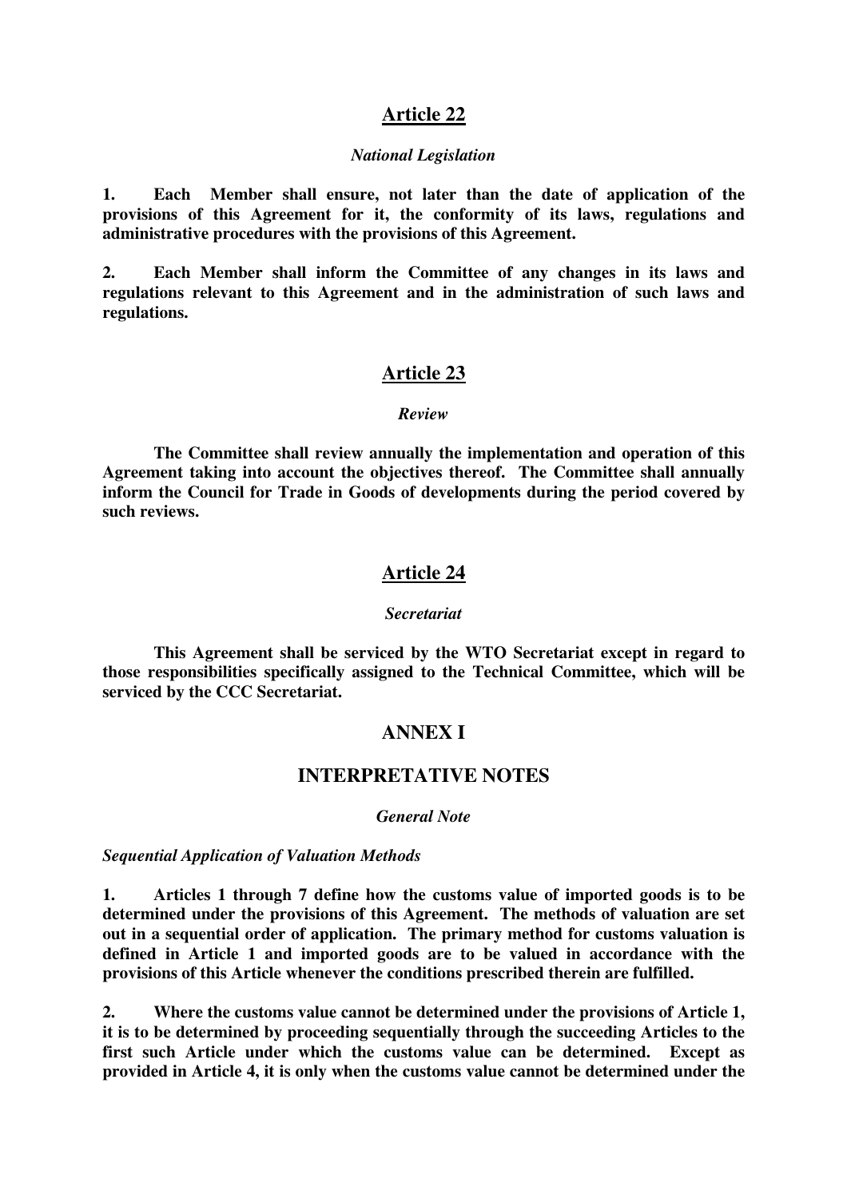## Article 22

*National Legislation*

**1. Each Member shall ensure, not later than the date of application of the provisions of this Agreement for it, the conformity of its laws, regulations and administrative procedures with the provisions of this Agreement.**

**2. Each Member shall inform the Committee of any changes in its laws and regulations relevant to this Agreement and in the administration of such laws and regulations.**

## Article 23

*Review*

**The Committee shall review annually the implementation and operation of this Agreement taking into account the objectives thereof. The Committee shall annually inform the Council for Trade in Goods of developments during the period covered by such reviews.**

## Article 24

*Secretariat*

**This Agreement shall be serviced by the WTO Secretariat except in regard to those responsibilities specifically assigned to the Technical Committee, which will be serviced by the CCC Secretariat.**

## ANNEX I

## INTERPRETATIVE NOTES

*General Note*

***Sequential Application of Valuation Methods***

**1. Articles 1 through 7 define how the customs value of imported goods is to be determined under the provisions of this Agreement. The methods of valuation are set out in a sequential order of application. The primary method for customs valuation is defined in Article 1 and imported goods are to be valued in accordance with the provisions of this Article whenever the conditions prescribed therein are fulfilled.**

**2. Where the customs value cannot be determined under the provisions of Article 1, it is to be determined by proceeding sequentially through the succeeding Articles to the first such Article under which the customs value can be determined. Except as provided in Article 4, it is only when the customs value cannot be determined under the**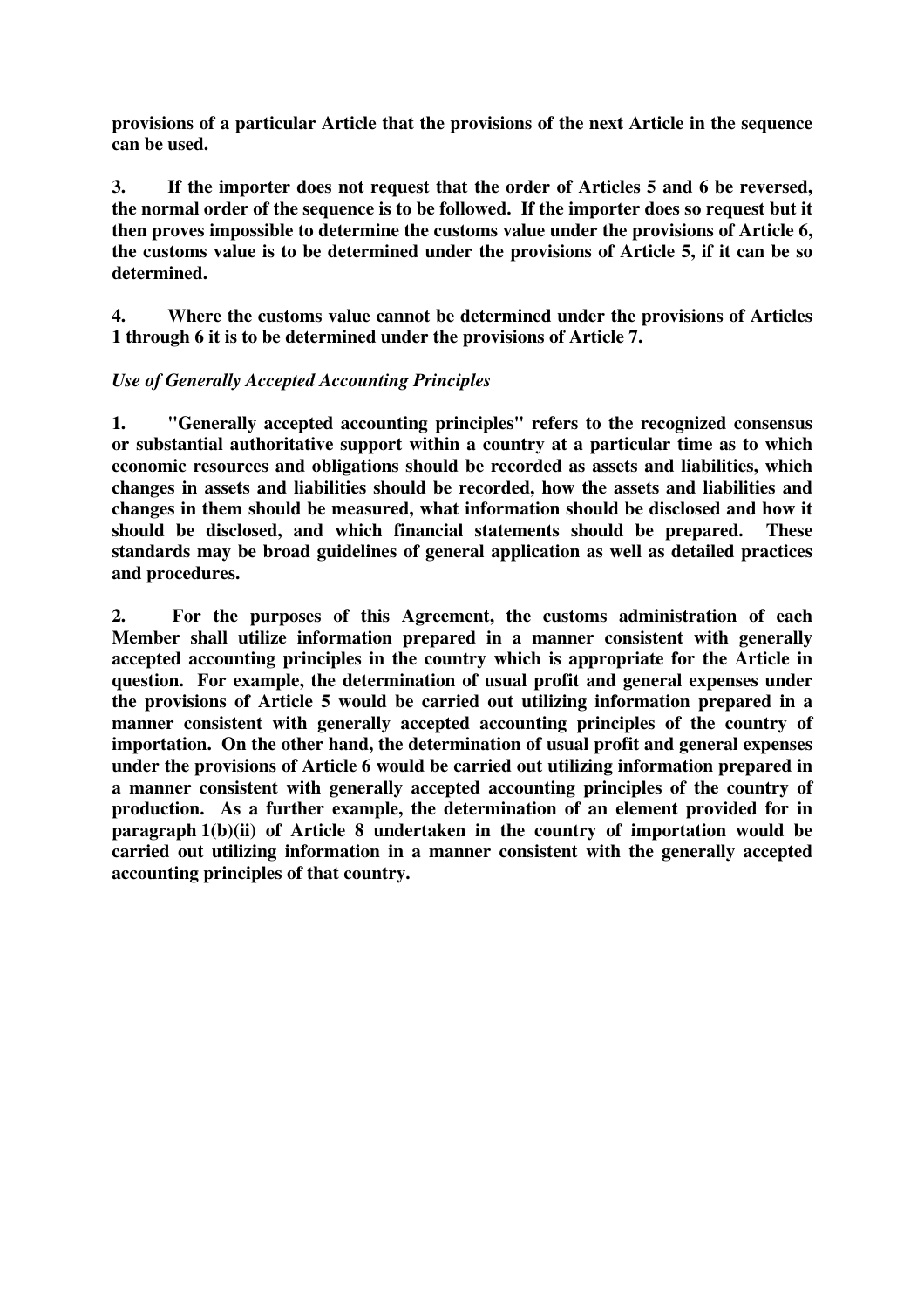**provisions of a particular Article that the provisions of the next Article in the sequence can be used.**

**3. If the importer does not request that the order of Articles 5 and 6 be reversed, the normal order of the sequence is to be followed. If the importer does so request but it then proves impossible to determine the customs value under the provisions of Article 6, the customs value is to be determined under the provisions of Article 5, if it can be so determined.**

**4. Where the customs value cannot be determined under the provisions of Articles 1 through 6 it is to be determined under the provisions of Article 7.**

*Use of Generally Accepted Accounting Principles*

**1. "Generally accepted accounting principles" refers to the recognized consensus or substantial authoritative support within a country at a particular time as to which economic resources and obligations should be recorded as assets and liabilities, which changes in assets and liabilities should be recorded, how the assets and liabilities and changes in them should be measured, what information should be disclosed and how it should be disclosed, and which financial statements should be prepared. These standards may be broad guidelines of general application as well as detailed practices and procedures.**

**2. For the purposes of this Agreement, the customs administration of each Member shall utilize information prepared in a manner consistent with generally accepted accounting principles in the country which is appropriate for the Article in question. For example, the determination of usual profit and general expenses under the provisions of Article 5 would be carried out utilizing information prepared in a manner consistent with generally accepted accounting principles of the country of importation. On the other hand, the determination of usual profit and general expenses under the provisions of Article 6 would be carried out utilizing information prepared in a manner consistent with generally accepted accounting principles of the country of production. As a further example, the determination of an element provided for in paragraph 1(b)(ii) of Article 8 undertaken in the country of importation would be carried out utilizing information in a manner consistent with the generally accepted accounting principles of that country.**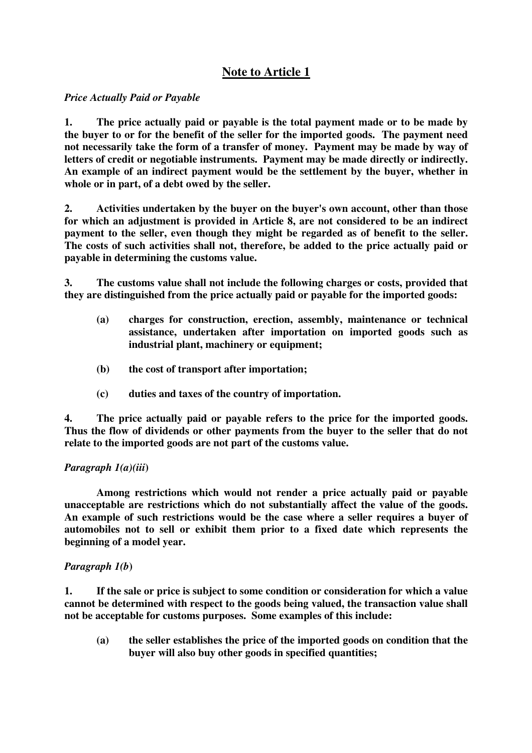## Note to Article 1

*Price Actually Paid or Payable*

**1. The price actually paid or payable is the total payment made or to be made by the buyer to or for the benefit of the seller for the imported goods. The payment need not necessarily take the form of a transfer of money. Payment may be made by way of letters of credit or negotiable instruments. Payment may be made directly or indirectly. An example of an indirect payment would be the settlement by the buyer, whether in whole or in part, of a debt owed by the seller.**

**2. Activities undertaken by the buyer on the buyer's own account, other than those for which an adjustment is provided in Article 8, are not considered to be an indirect payment to the seller, even though they might be regarded as of benefit to the seller. The costs of such activities shall not, therefore, be added to the price actually paid or payable in determining the customs value.**

**3. The customs value shall not include the following charges or costs, provided that they are distinguished from the price actually paid or payable for the imported goods:**

- **(a) charges for construction, erection, assembly, maintenance or technical assistance, undertaken after importation on imported goods such as industrial plant, machinery or equipment;**
- **(b) the cost of transport after importation;**
- **(c) duties and taxes of the country of importation.**

**4. The price actually paid or payable refers to the price for the imported goods. Thus the flow of dividends or other payments from the buyer to the seller that do not relate to the imported goods are not part of the customs value.**

***Paragraph 1(a)(iii)***

**Among restrictions which would not render a price actually paid or payable unacceptable are restrictions which do not substantially affect the value of the goods. An example of such restrictions would be the case where a seller requires a buyer of automobiles not to sell or exhibit them prior to a fixed date which represents the beginning of a model year.**

***Paragraph 1(b)***

**1. If the sale or price is subject to some condition or consideration for which a value cannot be determined with respect to the goods being valued, the transaction value shall not be acceptable for customs purposes. Some examples of this include:**

- **(a) the seller establishes the price of the imported goods on condition that the buyer will also buy other goods in specified quantities;**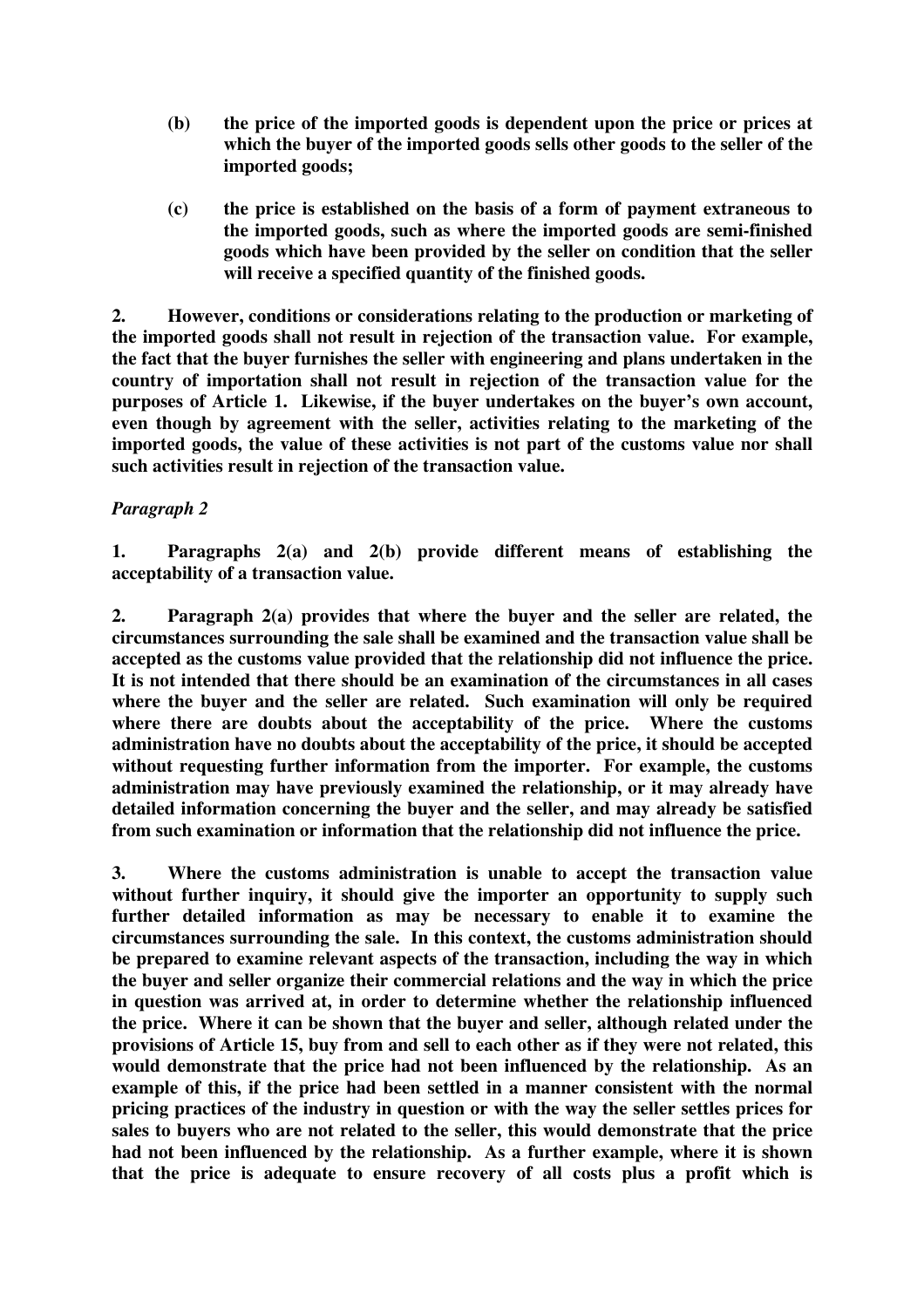(b) **the price of the imported goods is dependent upon the price or prices at which the buyer of the imported goods sells other goods to the seller of the imported goods;**

(c) **the price is established on the basis of a form of payment extraneous to the imported goods, such as where the imported goods are semi-finished goods which have been provided by the seller on condition that the seller will receive a specified quantity of the finished goods.**

**2. However, conditions or considerations relating to the production or marketing of the imported goods shall not result in rejection of the transaction value. For example, the fact that the buyer furnishes the seller with engineering and plans undertaken in the country of importation shall not result in rejection of the transaction value for the purposes of Article 1. Likewise, if the buyer undertakes on the buyer's own account, even though by agreement with the seller, activities relating to the marketing of the imported goods, the value of these activities is not part of the customs value nor shall such activities result in rejection of the transaction value.**

***Paragraph 2***

**1. Paragraphs 2(a) and 2(b) provide different means of establishing the acceptability of a transaction value.**

**2. Paragraph 2(a) provides that where the buyer and the seller are related, the circumstances surrounding the sale shall be examined and the transaction value shall be accepted as the customs value provided that the relationship did not influence the price. It is not intended that there should be an examination of the circumstances in all cases where the buyer and the seller are related. Such examination will only be required where there are doubts about the acceptability of the price. Where the customs administration have no doubts about the acceptability of the price, it should be accepted without requesting further information from the importer. For example, the customs administration may have previously examined the relationship, or it may already have detailed information concerning the buyer and the seller, and may already be satisfied from such examination or information that the relationship did not influence the price.**

**3. Where the customs administration is unable to accept the transaction value without further inquiry, it should give the importer an opportunity to supply such further detailed information as may be necessary to enable it to examine the circumstances surrounding the sale. In this context, the customs administration should be prepared to examine relevant aspects of the transaction, including the way in which the buyer and seller organize their commercial relations and the way in which the price in question was arrived at, in order to determine whether the relationship influenced the price. Where it can be shown that the buyer and seller, although related under the provisions of Article 15, buy from and sell to each other as if they were not related, this would demonstrate that the price had not been influenced by the relationship. As an example of this, if the price had been settled in a manner consistent with the normal pricing practices of the industry in question or with the way the seller settles prices for sales to buyers who are not related to the seller, this would demonstrate that the price had not been influenced by the relationship. As a further example, where it is shown that the price is adequate to ensure recovery of all costs plus a profit which is**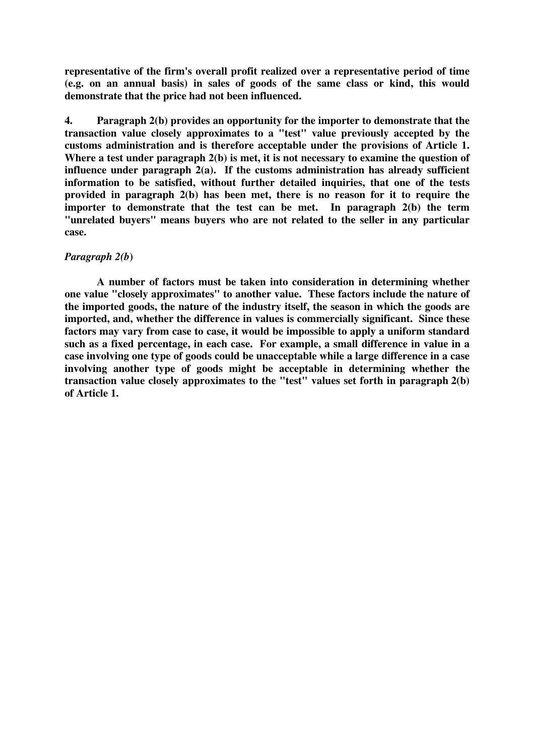**representative of the firm's overall profit realized over a representative period of time (e.g. on an annual basis) in sales of goods of the same class or kind, this would demonstrate that the price had not been influenced.**

**4. Paragraph 2(b) provides an opportunity for the importer to demonstrate that the transaction value closely approximates to a "test" value previously accepted by the customs administration and is therefore acceptable under the provisions of Article 1. Where a test under paragraph 2(b) is met, it is not necessary to examine the question of influence under paragraph 2(a). If the customs administration has already sufficient information to be satisfied, without further detailed inquiries, that one of the tests provided in paragraph 2(b) has been met, there is no reason for it to require the importer to demonstrate that the test can be met. In paragraph 2(b) the term "unrelated buyers" means buyers who are not related to the seller in any particular case.**

***Paragraph 2(b)***

**A number of factors must be taken into consideration in determining whether one value "closely approximates" to another value. These factors include the nature of the imported goods, the nature of the industry itself, the season in which the goods are imported, and, whether the difference in values is commercially significant. Since these factors may vary from case to case, it would be impossible to apply a uniform standard such as a fixed percentage, in each case. For example, a small difference in value in a case involving one type of goods could be unacceptable while a large difference in a case involving another type of goods might be acceptable in determining whether the transaction value closely approximates to the "test" values set forth in paragraph 2(b) of Article 1.**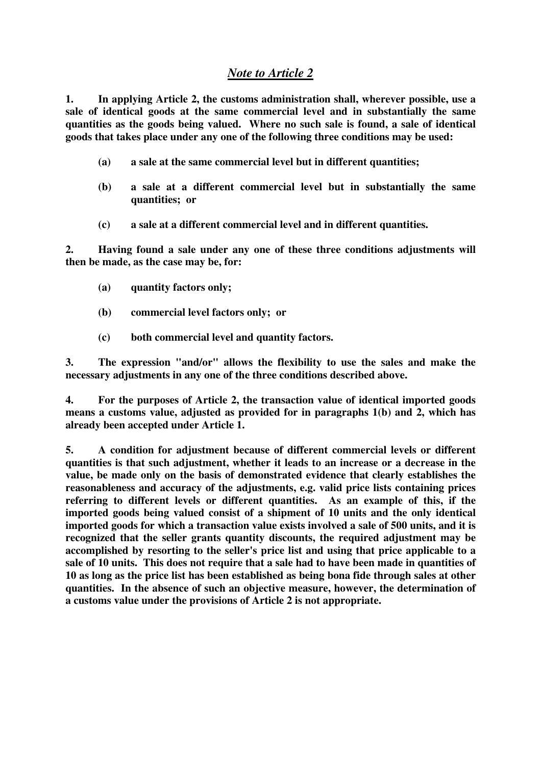## *Note to Article 2*

**1. In applying Article 2, the customs administration shall, wherever possible, use a sale of identical goods at the same commercial level and in substantially the same quantities as the goods being valued. Where no such sale is found, a sale of identical goods that takes place under any one of the following three conditions may be used:**

- **(a) a sale at the same commercial level but in different quantities;**
- **(b) a sale at a different commercial level but in substantially the same quantities; or**
- **(c) a sale at a different commercial level and in different quantities.**

**2. Having found a sale under any one of these three conditions adjustments will then be made, as the case may be, for:**

- **(a) quantity factors only;**
- **(b) commercial level factors only; or**
- **(c) both commercial level and quantity factors.**

**3. The expression "and/or" allows the flexibility to use the sales and make the necessary adjustments in any one of the three conditions described above.**

**4. For the purposes of Article 2, the transaction value of identical imported goods means a customs value, adjusted as provided for in paragraphs 1(b) and 2, which has already been accepted under Article 1.**

**5. A condition for adjustment because of different commercial levels or different quantities is that such adjustment, whether it leads to an increase or a decrease in the value, be made only on the basis of demonstrated evidence that clearly establishes the reasonableness and accuracy of the adjustments, e.g. valid price lists containing prices referring to different levels or different quantities. As an example of this, if the imported goods being valued consist of a shipment of 10 units and the only identical imported goods for which a transaction value exists involved a sale of 500 units, and it is recognized that the seller grants quantity discounts, the required adjustment may be accomplished by resorting to the seller's price list and using that price applicable to a sale of 10 units. This does not require that a sale had to have been made in quantities of 10 as long as the price list has been established as being bona fide through sales at other quantities. In the absence of such an objective measure, however, the determination of a customs value under the provisions of Article 2 is not appropriate.**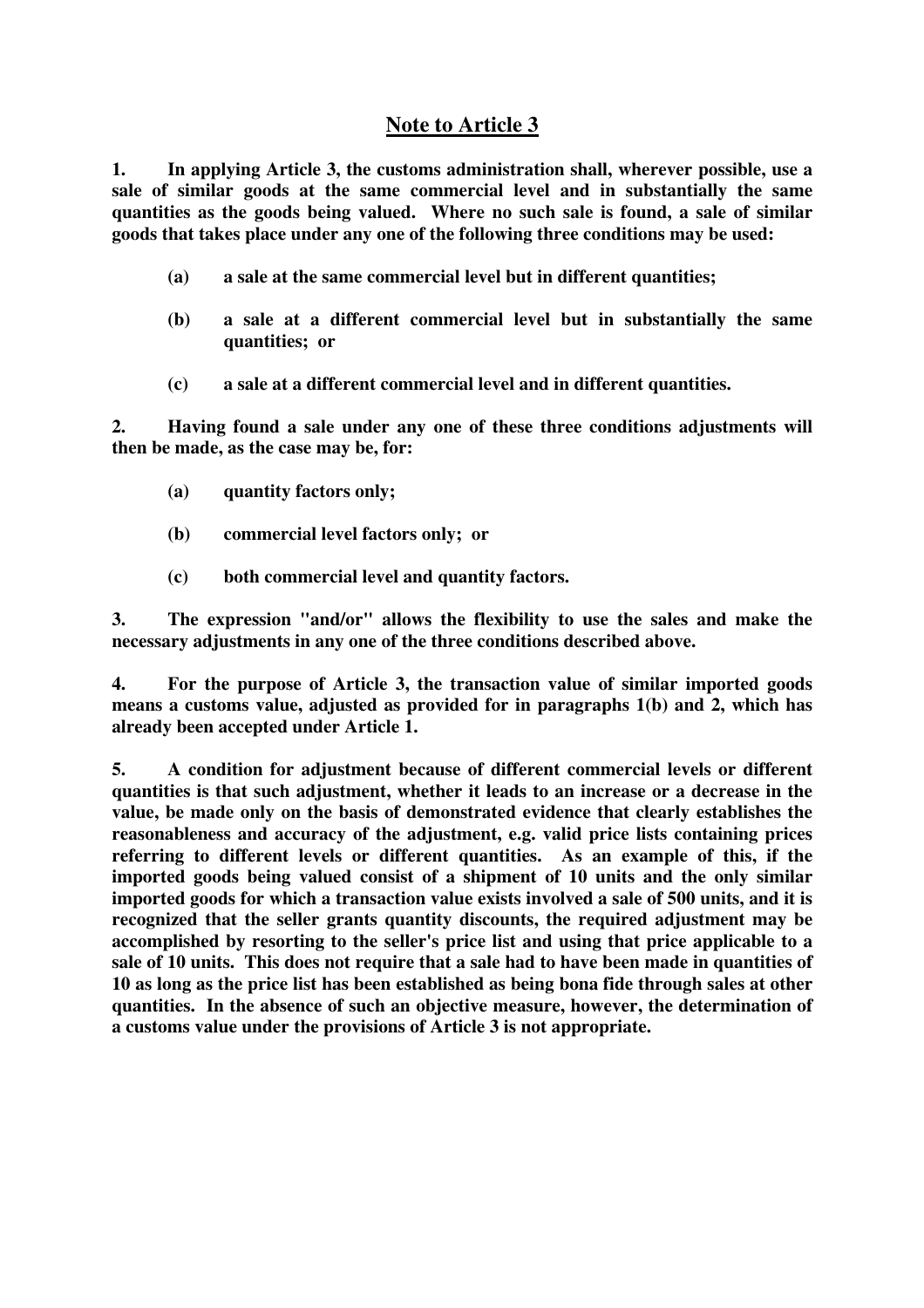## Note to Article 3

**1. In applying Article 3, the customs administration shall, wherever possible, use a sale of similar goods at the same commercial level and in substantially the same quantities as the goods being valued. Where no such sale is found, a sale of similar goods that takes place under any one of the following three conditions may be used:**

> **(a) a sale at the same commercial level but in different quantities;**
>
> **(b) a sale at a different commercial level but in substantially the same quantities; or**
>
> **(c) a sale at a different commercial level and in different quantities.**

**2. Having found a sale under any one of these three conditions adjustments will then be made, as the case may be, for:**

> **(a) quantity factors only;**
>
> **(b) commercial level factors only; or**
>
> **(c) both commercial level and quantity factors.**

**3. The expression "and/or" allows the flexibility to use the sales and make the necessary adjustments in any one of the three conditions described above.**

**4. For the purpose of Article 3, the transaction value of similar imported goods means a customs value, adjusted as provided for in paragraphs 1(b) and 2, which has already been accepted under Article 1.**

**5. A condition for adjustment because of different commercial levels or different quantities is that such adjustment, whether it leads to an increase or a decrease in the value, be made only on the basis of demonstrated evidence that clearly establishes the reasonableness and accuracy of the adjustment, e.g. valid price lists containing prices referring to different levels or different quantities. As an example of this, if the imported goods being valued consist of a shipment of 10 units and the only similar imported goods for which a transaction value exists involved a sale of 500 units, and it is recognized that the seller grants quantity discounts, the required adjustment may be accomplished by resorting to the seller's price list and using that price applicable to a sale of 10 units. This does not require that a sale had to have been made in quantities of 10 as long as the price list has been established as being bona fide through sales at other quantities. In the absence of such an objective measure, however, the determination of a customs value under the provisions of Article 3 is not appropriate.**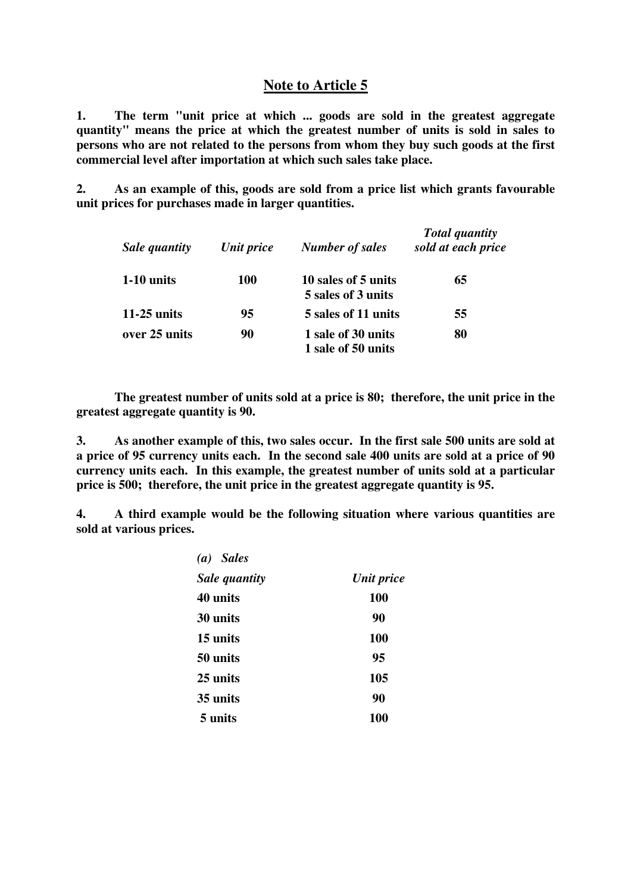## Note to Article 5

**1. The term "unit price at which ... goods are sold in the greatest aggregate quantity" means the price at which the greatest number of units is sold in sales to persons who are not related to the persons from whom they buy such goods at the first commercial level after importation at which such sales take place.**

**2. As an example of this, goods are sold from a price list which grants favourable unit prices for purchases made in larger quantities.**

| *Sale quantity* | *Unit price* | *Number of sales* | *Total quantity sold at each price* |
|---|---|---|---|
| **1-10 units** | **100** | **10 sales of 5 units**<br>**5 sales of 3 units** | **65** |
| **11-25 units** | **95** | **5 sales of 11 units** | **55** |
| **over 25 units** | **90** | **1 sale of 30 units**<br>**1 sale of 50 units** | **80** |

**The greatest number of units sold at a price is 80; therefore, the unit price in the greatest aggregate quantity is 90.**

**3. As another example of this, two sales occur. In the first sale 500 units are sold at a price of 95 currency units each. In the second sale 400 units are sold at a price of 90 currency units each. In this example, the greatest number of units sold at a particular price is 500; therefore, the unit price in the greatest aggregate quantity is 95.**

**4. A third example would be the following situation where various quantities are sold at various prices.**

***(a) Sales***

| *Sale quantity* | *Unit price* |
|---|---|
| **40 units** | **100** |
| **30 units** | **90** |
| **15 units** | **100** |
| **50 units** | **95** |
| **25 units** | **105** |
| **35 units** | **90** |
| **5 units** | **100** |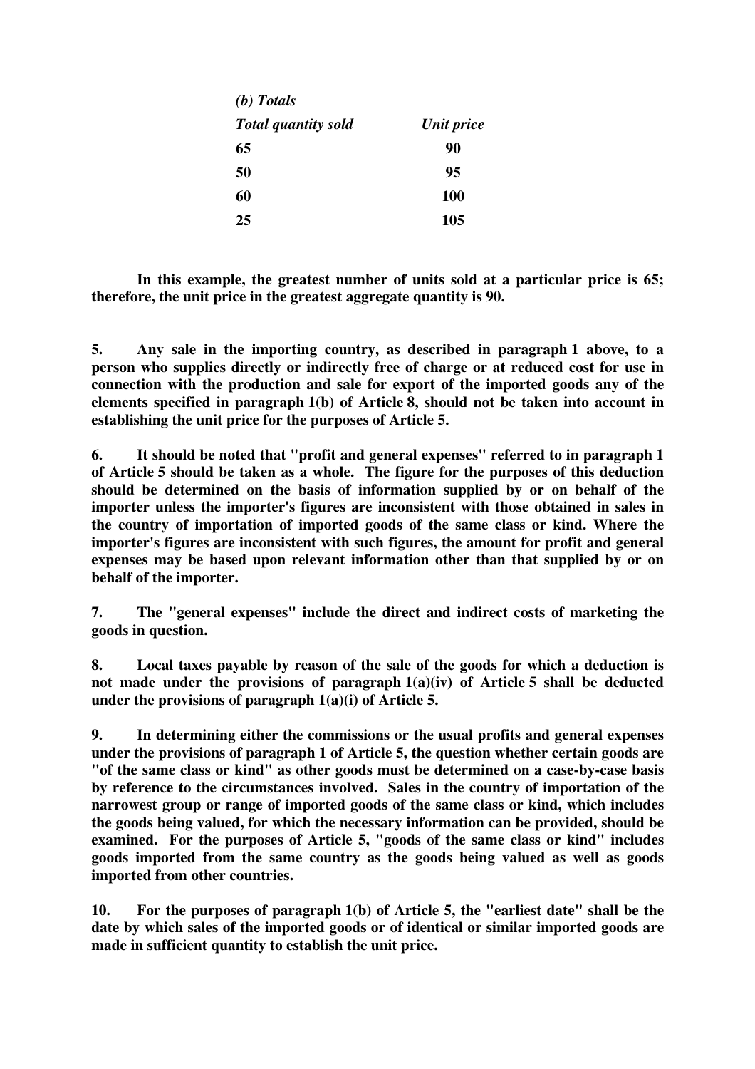*(b) Totals*

| ***Total quantity sold*** | ***Unit price*** |
|---|---|
| **65** | **90** |
| **50** | **95** |
| **60** | **100** |
| **25** | **105** |

**In this example, the greatest number of units sold at a particular price is 65; therefore, the unit price in the greatest aggregate quantity is 90.**

**5. Any sale in the importing country, as described in paragraph 1 above, to a person who supplies directly or indirectly free of charge or at reduced cost for use in connection with the production and sale for export of the imported goods any of the elements specified in paragraph 1(b) of Article 8, should not be taken into account in establishing the unit price for the purposes of Article 5.**

**6. It should be noted that "profit and general expenses" referred to in paragraph 1 of Article 5 should be taken as a whole. The figure for the purposes of this deduction should be determined on the basis of information supplied by or on behalf of the importer unless the importer's figures are inconsistent with those obtained in sales in the country of importation of imported goods of the same class or kind. Where the importer's figures are inconsistent with such figures, the amount for profit and general expenses may be based upon relevant information other than that supplied by or on behalf of the importer.**

**7. The "general expenses" include the direct and indirect costs of marketing the goods in question.**

**8. Local taxes payable by reason of the sale of the goods for which a deduction is not made under the provisions of paragraph 1(a)(iv) of Article 5 shall be deducted under the provisions of paragraph 1(a)(i) of Article 5.**

**9. In determining either the commissions or the usual profits and general expenses under the provisions of paragraph 1 of Article 5, the question whether certain goods are "of the same class or kind" as other goods must be determined on a case-by-case basis by reference to the circumstances involved. Sales in the country of importation of the narrowest group or range of imported goods of the same class or kind, which includes the goods being valued, for which the necessary information can be provided, should be examined. For the purposes of Article 5, "goods of the same class or kind" includes goods imported from the same country as the goods being valued as well as goods imported from other countries.**

**10. For the purposes of paragraph 1(b) of Article 5, the "earliest date" shall be the date by which sales of the imported goods or of identical or similar imported goods are made in sufficient quantity to establish the unit price.**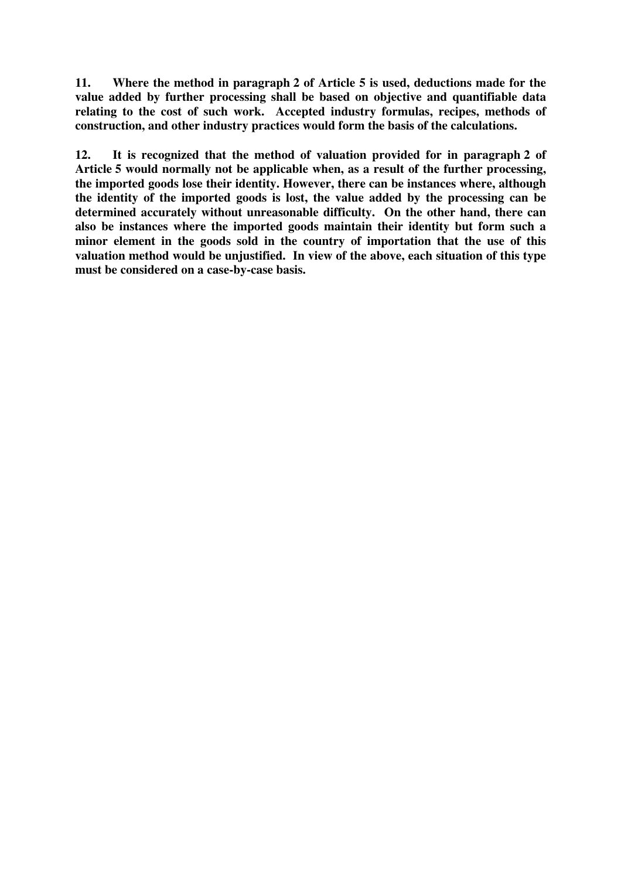**11. Where the method in paragraph 2 of Article 5 is used, deductions made for the value added by further processing shall be based on objective and quantifiable data relating to the cost of such work. Accepted industry formulas, recipes, methods of construction, and other industry practices would form the basis of the calculations.**

**12. It is recognized that the method of valuation provided for in paragraph 2 of Article 5 would normally not be applicable when, as a result of the further processing, the imported goods lose their identity. However, there can be instances where, although the identity of the imported goods is lost, the value added by the processing can be determined accurately without unreasonable difficulty. On the other hand, there can also be instances where the imported goods maintain their identity but form such a minor element in the goods sold in the country of importation that the use of this valuation method would be unjustified. In view of the above, each situation of this type must be considered on a case-by-case basis.**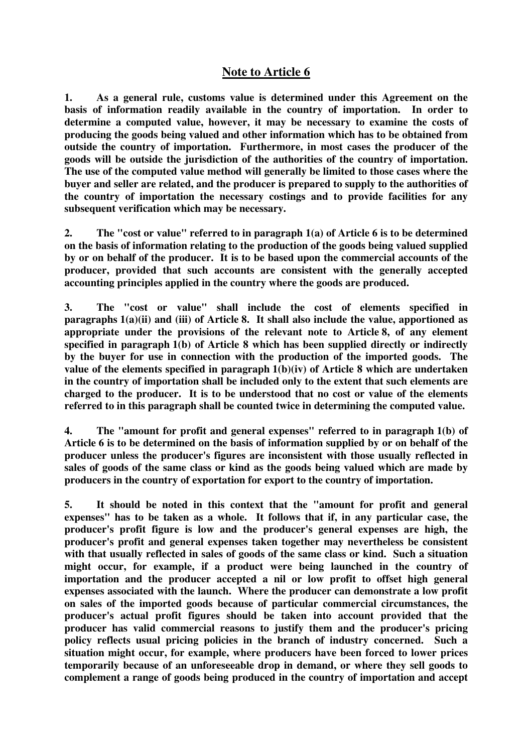## Note to Article 6

**1. As a general rule, customs value is determined under this Agreement on the basis of information readily available in the country of importation. In order to determine a computed value, however, it may be necessary to examine the costs of producing the goods being valued and other information which has to be obtained from outside the country of importation. Furthermore, in most cases the producer of the goods will be outside the jurisdiction of the authorities of the country of importation. The use of the computed value method will generally be limited to those cases where the buyer and seller are related, and the producer is prepared to supply to the authorities of the country of importation the necessary costings and to provide facilities for any subsequent verification which may be necessary.**

**2. The "cost or value" referred to in paragraph 1(a) of Article 6 is to be determined on the basis of information relating to the production of the goods being valued supplied by or on behalf of the producer. It is to be based upon the commercial accounts of the producer, provided that such accounts are consistent with the generally accepted accounting principles applied in the country where the goods are produced.**

**3. The "cost or value" shall include the cost of elements specified in paragraphs 1(a)(ii) and (iii) of Article 8. It shall also include the value, apportioned as appropriate under the provisions of the relevant note to Article 8, of any element specified in paragraph 1(b) of Article 8 which has been supplied directly or indirectly by the buyer for use in connection with the production of the imported goods. The value of the elements specified in paragraph 1(b)(iv) of Article 8 which are undertaken in the country of importation shall be included only to the extent that such elements are charged to the producer. It is to be understood that no cost or value of the elements referred to in this paragraph shall be counted twice in determining the computed value.**

**4. The "amount for profit and general expenses" referred to in paragraph 1(b) of Article 6 is to be determined on the basis of information supplied by or on behalf of the producer unless the producer's figures are inconsistent with those usually reflected in sales of goods of the same class or kind as the goods being valued which are made by producers in the country of exportation for export to the country of importation.**

**5. It should be noted in this context that the "amount for profit and general expenses" has to be taken as a whole. It follows that if, in any particular case, the producer's profit figure is low and the producer's general expenses are high, the producer's profit and general expenses taken together may nevertheless be consistent with that usually reflected in sales of goods of the same class or kind. Such a situation might occur, for example, if a product were being launched in the country of importation and the producer accepted a nil or low profit to offset high general expenses associated with the launch. Where the producer can demonstrate a low profit on sales of the imported goods because of particular commercial circumstances, the producer's actual profit figures should be taken into account provided that the producer has valid commercial reasons to justify them and the producer's pricing policy reflects usual pricing policies in the branch of industry concerned. Such a situation might occur, for example, where producers have been forced to lower prices temporarily because of an unforeseeable drop in demand, or where they sell goods to complement a range of goods being produced in the country of importation and accept**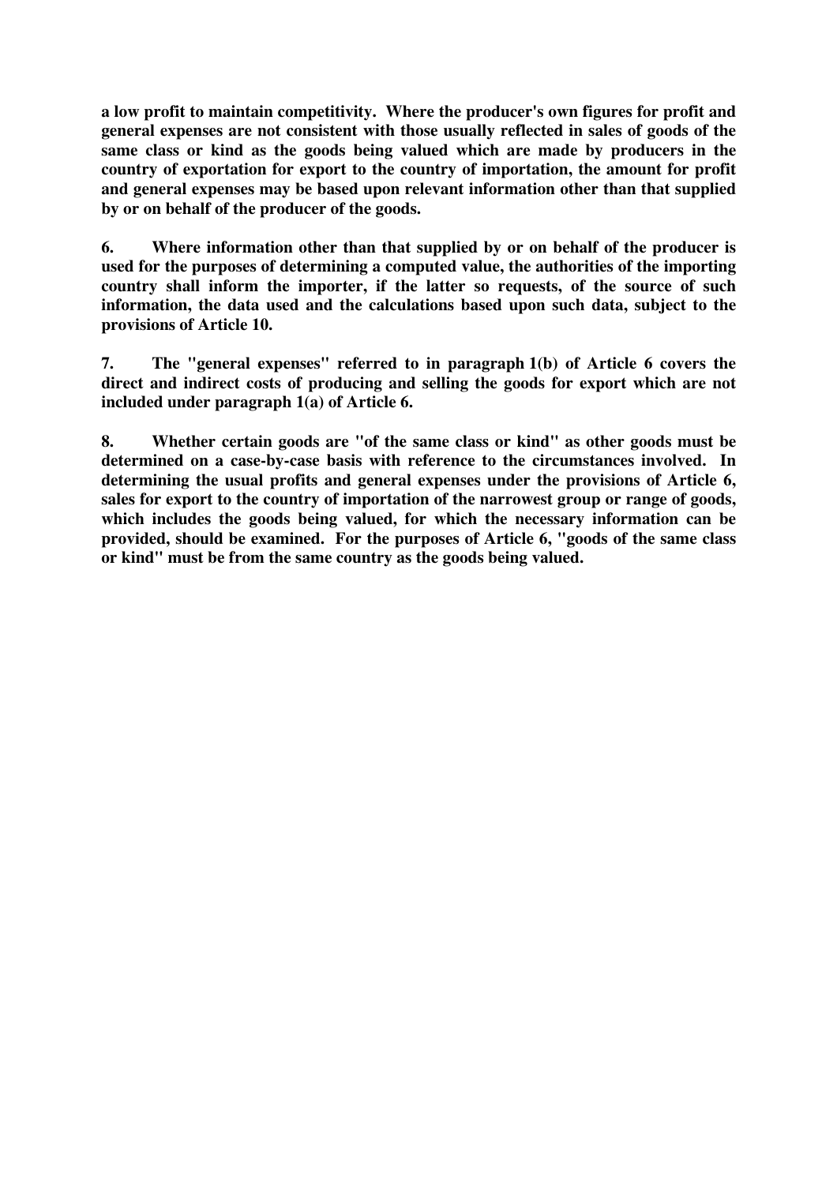**a low profit to maintain competitivity. Where the producer's own figures for profit and general expenses are not consistent with those usually reflected in sales of goods of the same class or kind as the goods being valued which are made by producers in the country of exportation for export to the country of importation, the amount for profit and general expenses may be based upon relevant information other than that supplied by or on behalf of the producer of the goods.**

**6. Where information other than that supplied by or on behalf of the producer is used for the purposes of determining a computed value, the authorities of the importing country shall inform the importer, if the latter so requests, of the source of such information, the data used and the calculations based upon such data, subject to the provisions of Article 10.**

**7. The "general expenses" referred to in paragraph 1(b) of Article 6 covers the direct and indirect costs of producing and selling the goods for export which are not included under paragraph 1(a) of Article 6.**

**8. Whether certain goods are "of the same class or kind" as other goods must be determined on a case-by-case basis with reference to the circumstances involved. In determining the usual profits and general expenses under the provisions of Article 6, sales for export to the country of importation of the narrowest group or range of goods, which includes the goods being valued, for which the necessary information can be provided, should be examined. For the purposes of Article 6, "goods of the same class or kind" must be from the same country as the goods being valued.**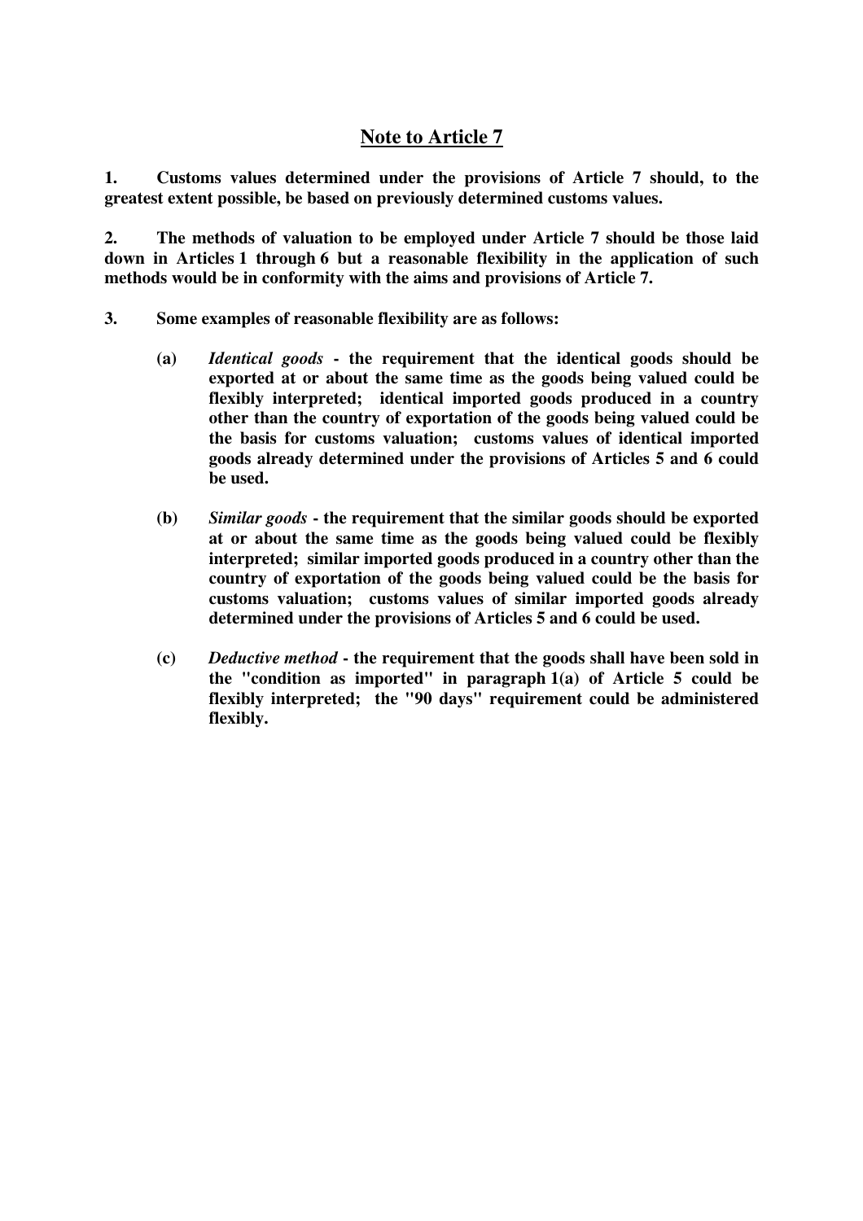## Note to Article 7

**1. Customs values determined under the provisions of Article 7 should, to the greatest extent possible, be based on previously determined customs values.**

**2. The methods of valuation to be employed under Article 7 should be those laid down in Articles 1 through 6 but a reasonable flexibility in the application of such methods would be in conformity with the aims and provisions of Article 7.**

**3. Some examples of reasonable flexibility are as follows:**

**(a)** ***Identical goods*** **- the requirement that the identical goods should be exported at or about the same time as the goods being valued could be flexibly interpreted; identical imported goods produced in a country other than the country of exportation of the goods being valued could be the basis for customs valuation; customs values of identical imported goods already determined under the provisions of Articles 5 and 6 could be used.**

**(b)** ***Similar goods*** **- the requirement that the similar goods should be exported at or about the same time as the goods being valued could be flexibly interpreted; similar imported goods produced in a country other than the country of exportation of the goods being valued could be the basis for customs valuation; customs values of similar imported goods already determined under the provisions of Articles 5 and 6 could be used.**

**(c)** ***Deductive method*** **- the requirement that the goods shall have been sold in the "condition as imported" in paragraph 1(a) of Article 5 could be flexibly interpreted; the "90 days" requirement could be administered flexibly.**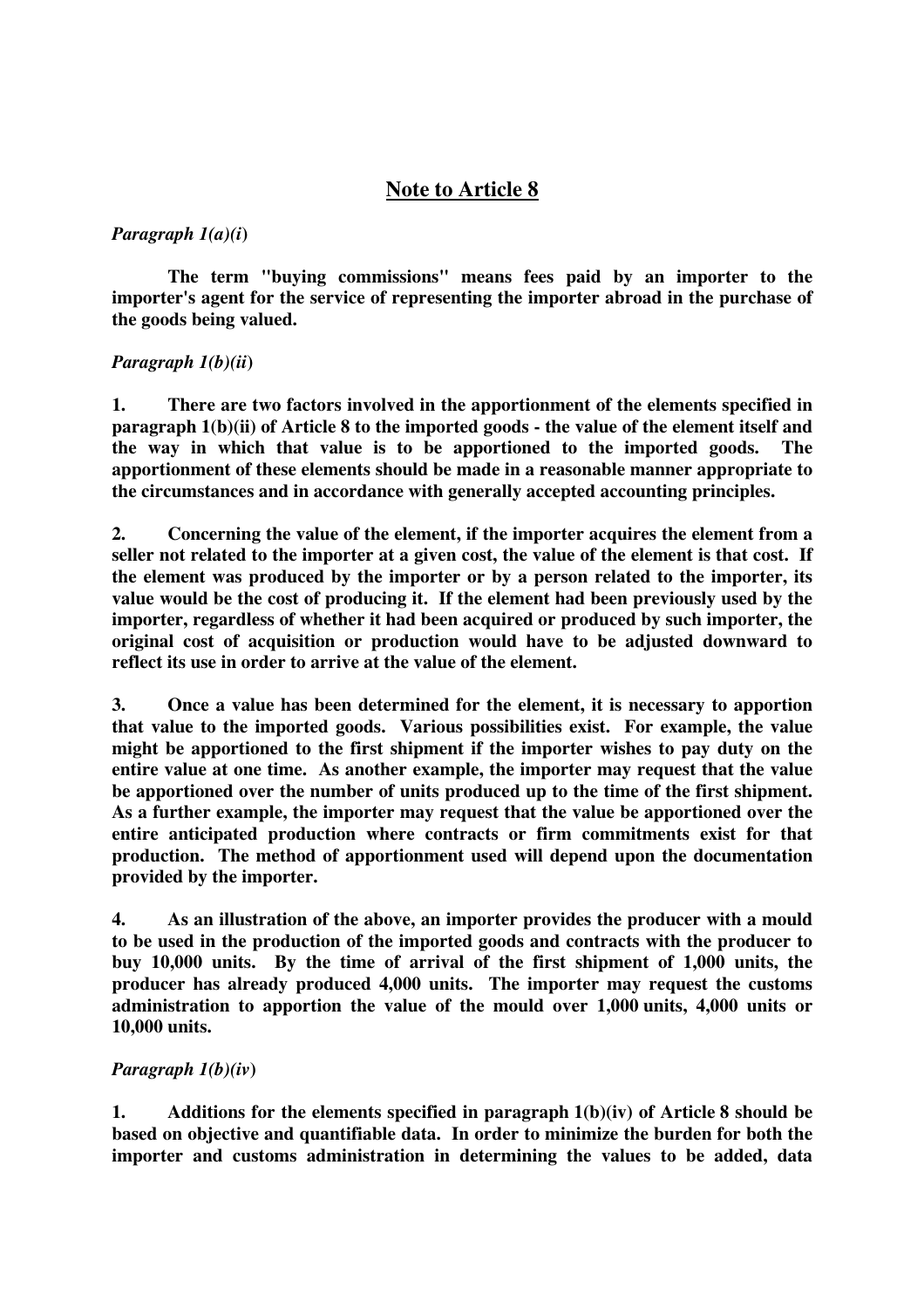## Note to Article 8

*Paragraph 1(a)(i)*

**The term "buying commissions" means fees paid by an importer to the importer's agent for the service of representing the importer abroad in the purchase of the goods being valued.**

*Paragraph 1(b)(ii)*

**1. There are two factors involved in the apportionment of the elements specified in paragraph 1(b)(ii) of Article 8 to the imported goods - the value of the element itself and the way in which that value is to be apportioned to the imported goods. The apportionment of these elements should be made in a reasonable manner appropriate to the circumstances and in accordance with generally accepted accounting principles.**

**2. Concerning the value of the element, if the importer acquires the element from a seller not related to the importer at a given cost, the value of the element is that cost. If the element was produced by the importer or by a person related to the importer, its value would be the cost of producing it. If the element had been previously used by the importer, regardless of whether it had been acquired or produced by such importer, the original cost of acquisition or production would have to be adjusted downward to reflect its use in order to arrive at the value of the element.**

**3. Once a value has been determined for the element, it is necessary to apportion that value to the imported goods. Various possibilities exist. For example, the value might be apportioned to the first shipment if the importer wishes to pay duty on the entire value at one time. As another example, the importer may request that the value be apportioned over the number of units produced up to the time of the first shipment. As a further example, the importer may request that the value be apportioned over the entire anticipated production where contracts or firm commitments exist for that production. The method of apportionment used will depend upon the documentation provided by the importer.**

**4. As an illustration of the above, an importer provides the producer with a mould to be used in the production of the imported goods and contracts with the producer to buy 10,000 units. By the time of arrival of the first shipment of 1,000 units, the producer has already produced 4,000 units. The importer may request the customs administration to apportion the value of the mould over 1,000 units, 4,000 units or 10,000 units.**

*Paragraph 1(b)(iv)*

**1. Additions for the elements specified in paragraph 1(b)(iv) of Article 8 should be based on objective and quantifiable data. In order to minimize the burden for both the importer and customs administration in determining the values to be added, data**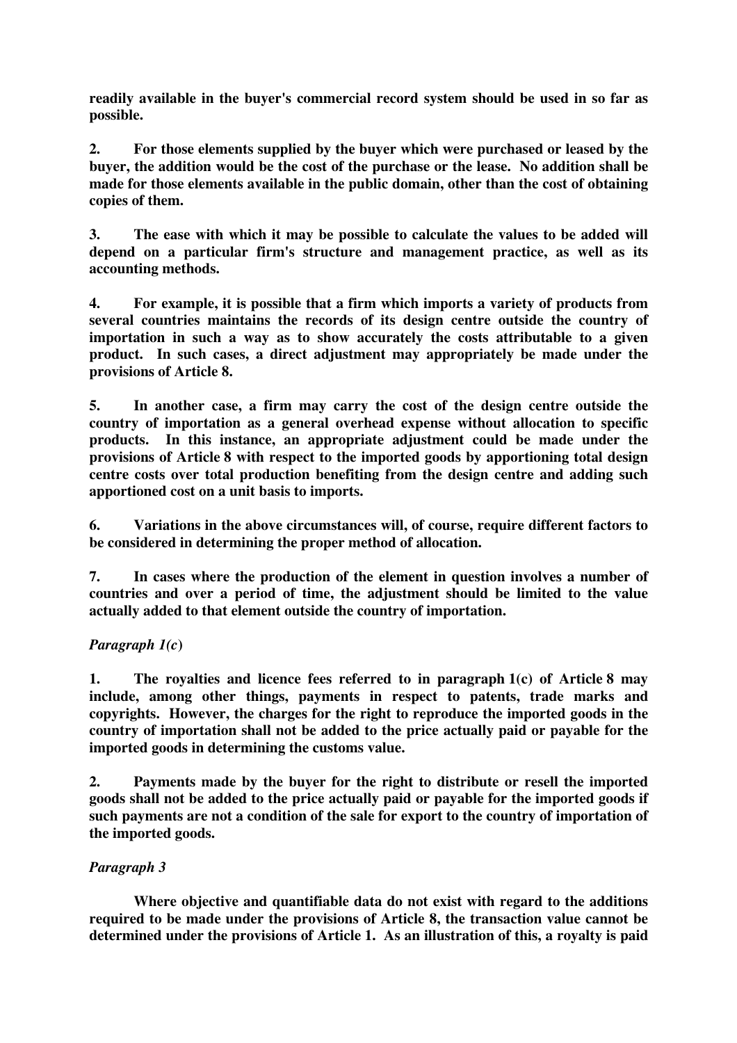**readily available in the buyer's commercial record system should be used in so far as possible.**

**2. For those elements supplied by the buyer which were purchased or leased by the buyer, the addition would be the cost of the purchase or the lease. No addition shall be made for those elements available in the public domain, other than the cost of obtaining copies of them.**

**3. The ease with which it may be possible to calculate the values to be added will depend on a particular firm's structure and management practice, as well as its accounting methods.**

**4. For example, it is possible that a firm which imports a variety of products from several countries maintains the records of its design centre outside the country of importation in such a way as to show accurately the costs attributable to a given product. In such cases, a direct adjustment may appropriately be made under the provisions of Article 8.**

**5. In another case, a firm may carry the cost of the design centre outside the country of importation as a general overhead expense without allocation to specific products. In this instance, an appropriate adjustment could be made under the provisions of Article 8 with respect to the imported goods by apportioning total design centre costs over total production benefiting from the design centre and adding such apportioned cost on a unit basis to imports.**

**6. Variations in the above circumstances will, of course, require different factors to be considered in determining the proper method of allocation.**

**7. In cases where the production of the element in question involves a number of countries and over a period of time, the adjustment should be limited to the value actually added to that element outside the country of importation.**

***Paragraph 1(c)***

**1. The royalties and licence fees referred to in paragraph 1(c) of Article 8 may include, among other things, payments in respect to patents, trade marks and copyrights. However, the charges for the right to reproduce the imported goods in the country of importation shall not be added to the price actually paid or payable for the imported goods in determining the customs value.**

**2. Payments made by the buyer for the right to distribute or resell the imported goods shall not be added to the price actually paid or payable for the imported goods if such payments are not a condition of the sale for export to the country of importation of the imported goods.**

***Paragraph 3***

**Where objective and quantifiable data do not exist with regard to the additions required to be made under the provisions of Article 8, the transaction value cannot be determined under the provisions of Article 1. As an illustration of this, a royalty is paid**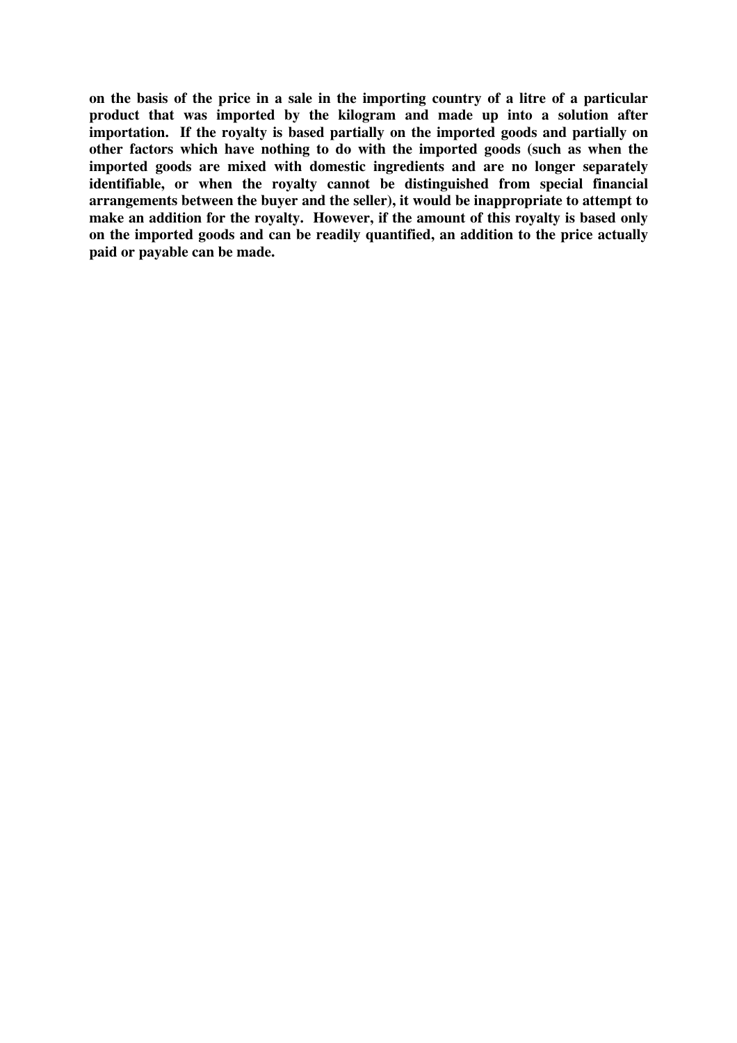**on the basis of the price in a sale in the importing country of a litre of a particular product that was imported by the kilogram and made up into a solution after importation. If the royalty is based partially on the imported goods and partially on other factors which have nothing to do with the imported goods (such as when the imported goods are mixed with domestic ingredients and are no longer separately identifiable, or when the royalty cannot be distinguished from special financial arrangements between the buyer and the seller), it would be inappropriate to attempt to make an addition for the royalty. However, if the amount of this royalty is based only on the imported goods and can be readily quantified, an addition to the price actually paid or payable can be made.**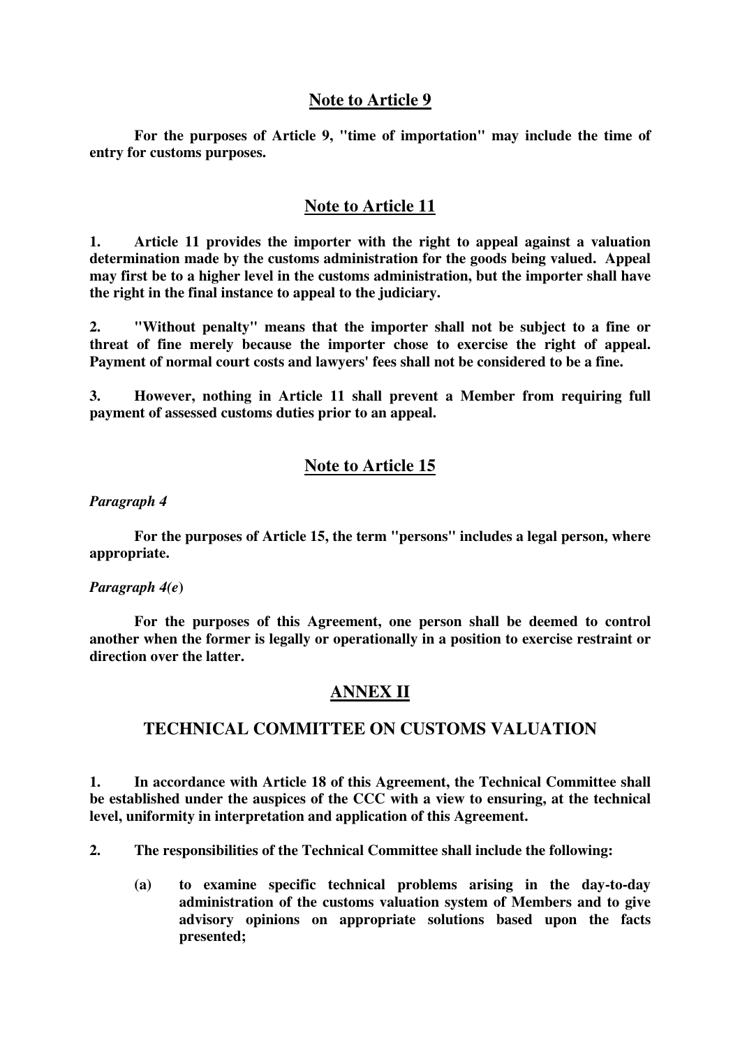## Note to Article 9

For the purposes of Article 9, "time of importation" may include the time of entry for customs purposes.

## Note to Article 11

1. Article 11 provides the importer with the right to appeal against a valuation determination made by the customs administration for the goods being valued. Appeal may first be to a higher level in the customs administration, but the importer shall have the right in the final instance to appeal to the judiciary.

2. "Without penalty" means that the importer shall not be subject to a fine or threat of fine merely because the importer chose to exercise the right of appeal. Payment of normal court costs and lawyers' fees shall not be considered to be a fine.

3. However, nothing in Article 11 shall prevent a Member from requiring full payment of assessed customs duties prior to an appeal.

## Note to Article 15

*Paragraph 4*

For the purposes of Article 15, the term "persons" includes a legal person, where appropriate.

*Paragraph 4(e)*

For the purposes of this Agreement, one person shall be deemed to control another when the former is legally or operationally in a position to exercise restraint or direction over the latter.

# ANNEX II

## TECHNICAL COMMITTEE ON CUSTOMS VALUATION

1. In accordance with Article 18 of this Agreement, the Technical Committee shall be established under the auspices of the CCC with a view to ensuring, at the technical level, uniformity in interpretation and application of this Agreement.

2. The responsibilities of the Technical Committee shall include the following:

   (a) to examine specific technical problems arising in the day-to-day administration of the customs valuation system of Members and to give advisory opinions on appropriate solutions based upon the facts presented;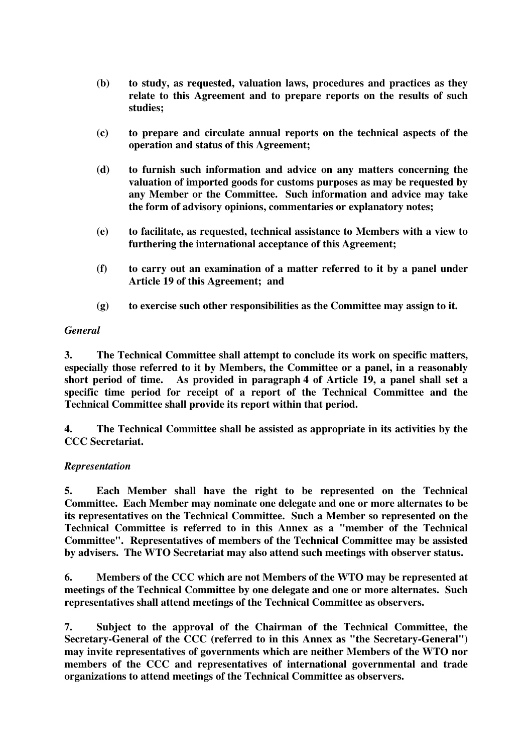**(b) to study, as requested, valuation laws, procedures and practices as they relate to this Agreement and to prepare reports on the results of such studies;**

**(c) to prepare and circulate annual reports on the technical aspects of the operation and status of this Agreement;**

**(d) to furnish such information and advice on any matters concerning the valuation of imported goods for customs purposes as may be requested by any Member or the Committee. Such information and advice may take the form of advisory opinions, commentaries or explanatory notes;**

**(e) to facilitate, as requested, technical assistance to Members with a view to furthering the international acceptance of this Agreement;**

**(f) to carry out an examination of a matter referred to it by a panel under Article 19 of this Agreement; and**

**(g) to exercise such other responsibilities as the Committee may assign to it.**

*General*

**3. The Technical Committee shall attempt to conclude its work on specific matters, especially those referred to it by Members, the Committee or a panel, in a reasonably short period of time. As provided in paragraph 4 of Article 19, a panel shall set a specific time period for receipt of a report of the Technical Committee and the Technical Committee shall provide its report within that period.**

**4. The Technical Committee shall be assisted as appropriate in its activities by the CCC Secretariat.**

*Representation*

**5. Each Member shall have the right to be represented on the Technical Committee. Each Member may nominate one delegate and one or more alternates to be its representatives on the Technical Committee. Such a Member so represented on the Technical Committee is referred to in this Annex as a "member of the Technical Committee". Representatives of members of the Technical Committee may be assisted by advisers. The WTO Secretariat may also attend such meetings with observer status.**

**6. Members of the CCC which are not Members of the WTO may be represented at meetings of the Technical Committee by one delegate and one or more alternates. Such representatives shall attend meetings of the Technical Committee as observers.**

**7. Subject to the approval of the Chairman of the Technical Committee, the Secretary-General of the CCC (referred to in this Annex as "the Secretary-General") may invite representatives of governments which are neither Members of the WTO nor members of the CCC and representatives of international governmental and trade organizations to attend meetings of the Technical Committee as observers.**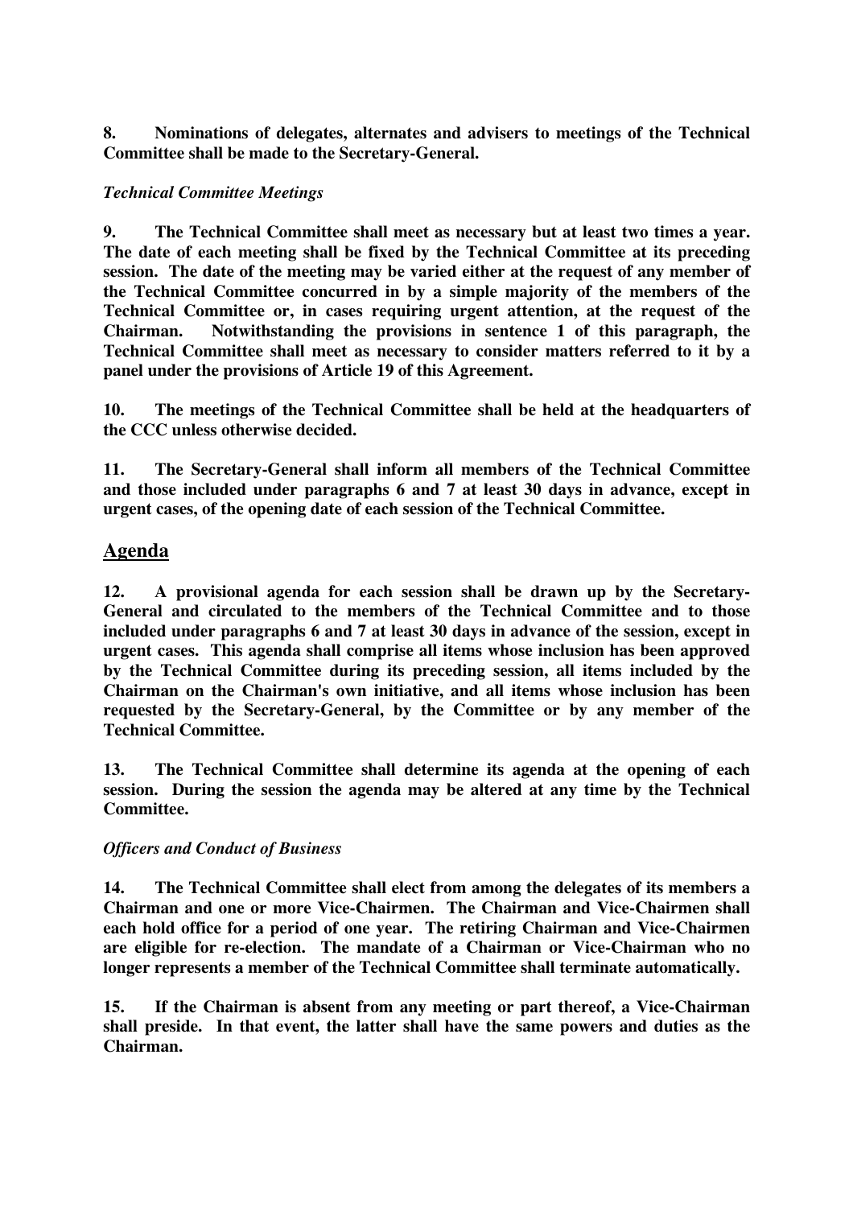**8. Nominations of delegates, alternates and advisers to meetings of the Technical Committee shall be made to the Secretary-General.**

*Technical Committee Meetings*

**9. The Technical Committee shall meet as necessary but at least two times a year. The date of each meeting shall be fixed by the Technical Committee at its preceding session. The date of the meeting may be varied either at the request of any member of the Technical Committee concurred in by a simple majority of the members of the Technical Committee or, in cases requiring urgent attention, at the request of the Chairman. Notwithstanding the provisions in sentence 1 of this paragraph, the Technical Committee shall meet as necessary to consider matters referred to it by a panel under the provisions of Article 19 of this Agreement.**

**10. The meetings of the Technical Committee shall be held at the headquarters of the CCC unless otherwise decided.**

**11. The Secretary-General shall inform all members of the Technical Committee and those included under paragraphs 6 and 7 at least 30 days in advance, except in urgent cases, of the opening date of each session of the Technical Committee.**

## Agenda

**12. A provisional agenda for each session shall be drawn up by the Secretary-General and circulated to the members of the Technical Committee and to those included under paragraphs 6 and 7 at least 30 days in advance of the session, except in urgent cases. This agenda shall comprise all items whose inclusion has been approved by the Technical Committee during its preceding session, all items included by the Chairman on the Chairman's own initiative, and all items whose inclusion has been requested by the Secretary-General, by the Committee or by any member of the Technical Committee.**

**13. The Technical Committee shall determine its agenda at the opening of each session. During the session the agenda may be altered at any time by the Technical Committee.**

*Officers and Conduct of Business*

**14. The Technical Committee shall elect from among the delegates of its members a Chairman and one or more Vice-Chairmen. The Chairman and Vice-Chairmen shall each hold office for a period of one year. The retiring Chairman and Vice-Chairmen are eligible for re-election. The mandate of a Chairman or Vice-Chairman who no longer represents a member of the Technical Committee shall terminate automatically.**

**15. If the Chairman is absent from any meeting or part thereof, a Vice-Chairman shall preside. In that event, the latter shall have the same powers and duties as the Chairman.**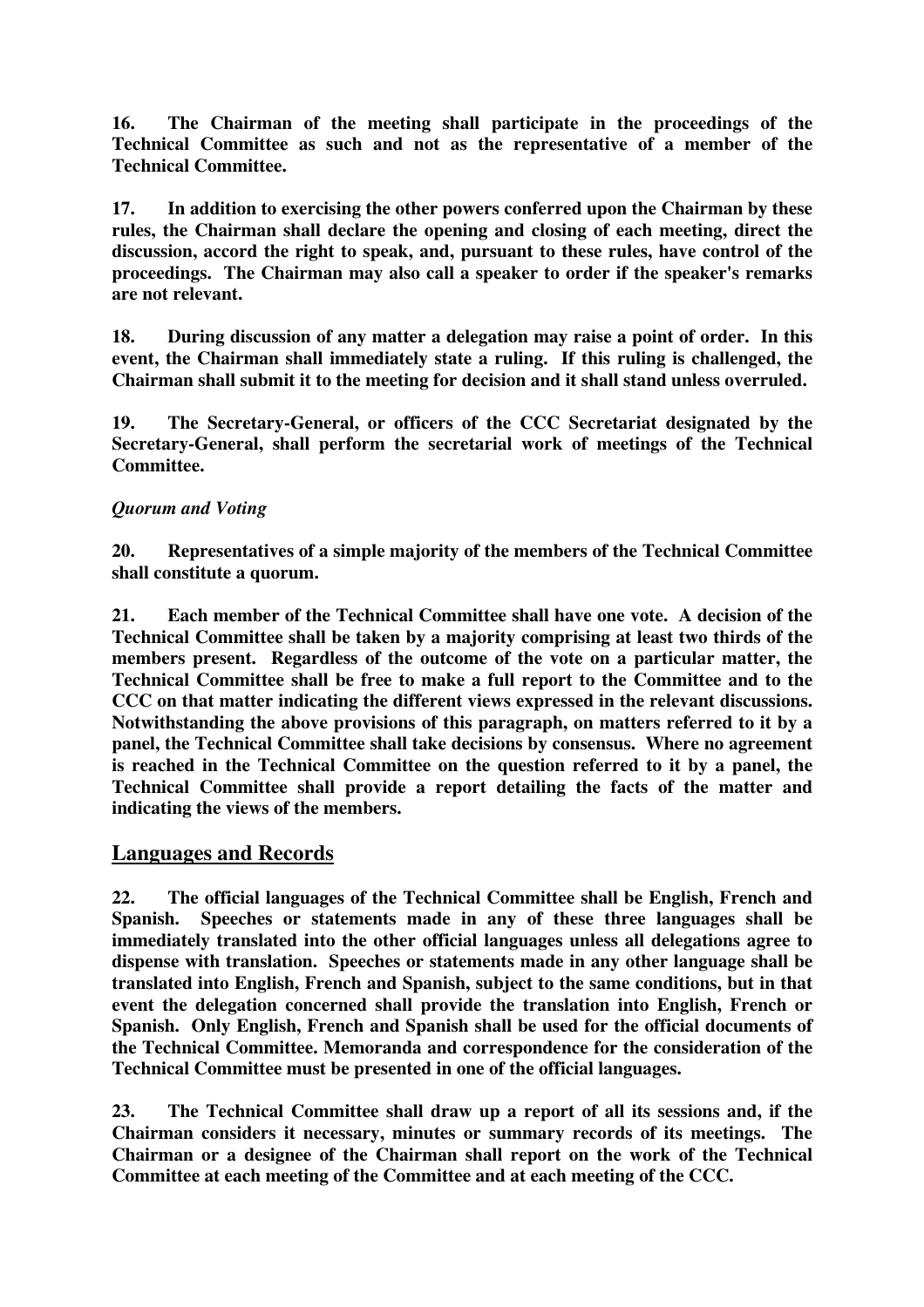**16. The Chairman of the meeting shall participate in the proceedings of the Technical Committee as such and not as the representative of a member of the Technical Committee.**

**17. In addition to exercising the other powers conferred upon the Chairman by these rules, the Chairman shall declare the opening and closing of each meeting, direct the discussion, accord the right to speak, and, pursuant to these rules, have control of the proceedings. The Chairman may also call a speaker to order if the speaker's remarks are not relevant.**

**18. During discussion of any matter a delegation may raise a point of order. In this event, the Chairman shall immediately state a ruling. If this ruling is challenged, the Chairman shall submit it to the meeting for decision and it shall stand unless overruled.**

**19. The Secretary-General, or officers of the CCC Secretariat designated by the Secretary-General, shall perform the secretarial work of meetings of the Technical Committee.**

***Quorum and Voting***

**20. Representatives of a simple majority of the members of the Technical Committee shall constitute a quorum.**

**21. Each member of the Technical Committee shall have one vote. A decision of the Technical Committee shall be taken by a majority comprising at least two thirds of the members present. Regardless of the outcome of the vote on a particular matter, the Technical Committee shall be free to make a full report to the Committee and to the CCC on that matter indicating the different views expressed in the relevant discussions. Notwithstanding the above provisions of this paragraph, on matters referred to it by a panel, the Technical Committee shall take decisions by consensus. Where no agreement is reached in the Technical Committee on the question referred to it by a panel, the Technical Committee shall provide a report detailing the facts of the matter and indicating the views of the members.**

## Languages and Records

**22. The official languages of the Technical Committee shall be English, French and Spanish. Speeches or statements made in any of these three languages shall be immediately translated into the other official languages unless all delegations agree to dispense with translation. Speeches or statements made in any other language shall be translated into English, French and Spanish, subject to the same conditions, but in that event the delegation concerned shall provide the translation into English, French or Spanish. Only English, French and Spanish shall be used for the official documents of the Technical Committee. Memoranda and correspondence for the consideration of the Technical Committee must be presented in one of the official languages.**

**23. The Technical Committee shall draw up a report of all its sessions and, if the Chairman considers it necessary, minutes or summary records of its meetings. The Chairman or a designee of the Chairman shall report on the work of the Technical Committee at each meeting of the Committee and at each meeting of the CCC.**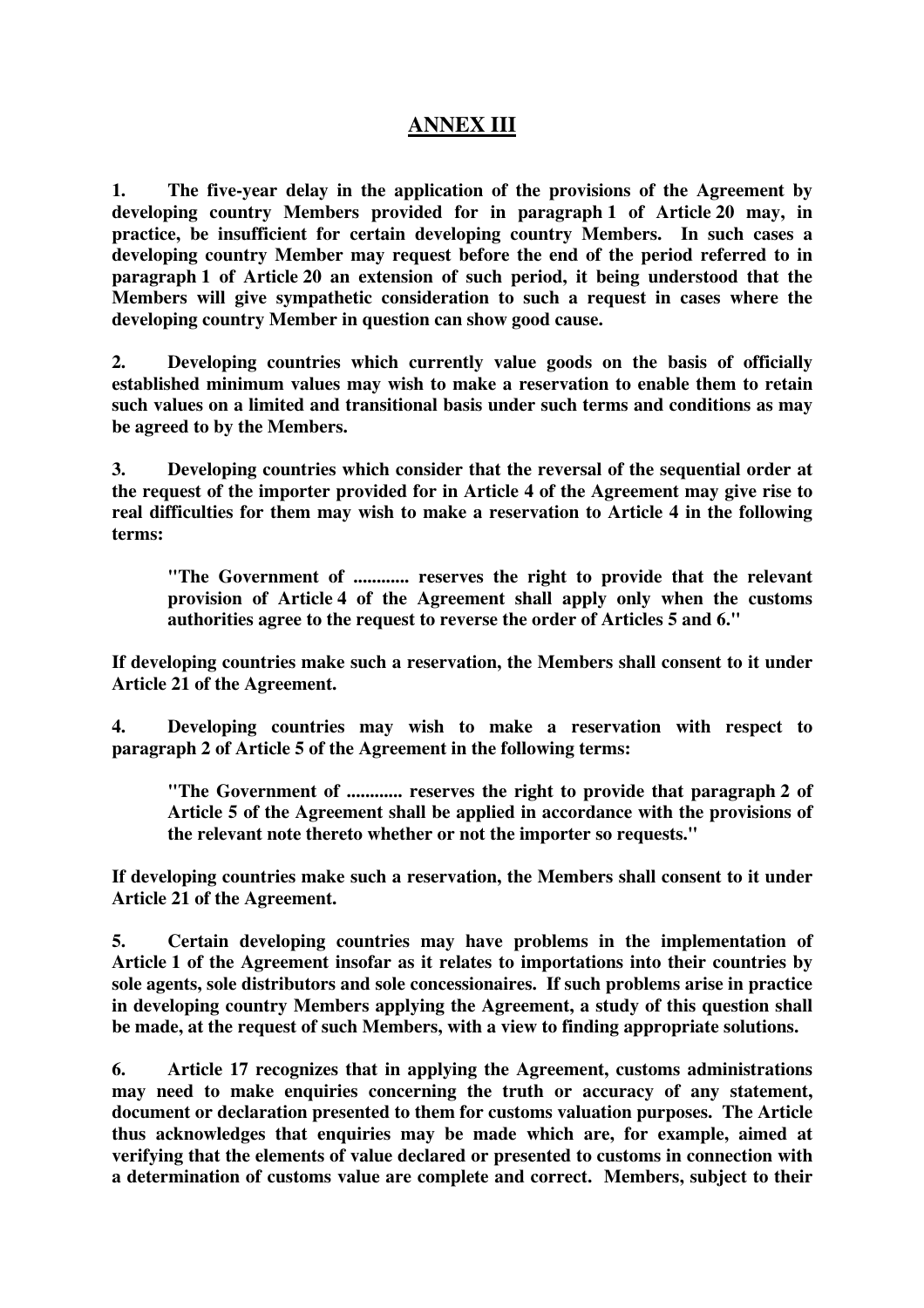# ANNEX III

**1. The five-year delay in the application of the provisions of the Agreement by developing country Members provided for in paragraph 1 of Article 20 may, in practice, be insufficient for certain developing country Members. In such cases a developing country Member may request before the end of the period referred to in paragraph 1 of Article 20 an extension of such period, it being understood that the Members will give sympathetic consideration to such a request in cases where the developing country Member in question can show good cause.**

**2. Developing countries which currently value goods on the basis of officially established minimum values may wish to make a reservation to enable them to retain such values on a limited and transitional basis under such terms and conditions as may be agreed to by the Members.**

**3. Developing countries which consider that the reversal of the sequential order at the request of the importer provided for in Article 4 of the Agreement may give rise to real difficulties for them may wish to make a reservation to Article 4 in the following terms:**

> **"The Government of ............ reserves the right to provide that the relevant provision of Article 4 of the Agreement shall apply only when the customs authorities agree to the request to reverse the order of Articles 5 and 6."**

**If developing countries make such a reservation, the Members shall consent to it under Article 21 of the Agreement.**

**4. Developing countries may wish to make a reservation with respect to paragraph 2 of Article 5 of the Agreement in the following terms:**

> **"The Government of ............ reserves the right to provide that paragraph 2 of Article 5 of the Agreement shall be applied in accordance with the provisions of the relevant note thereto whether or not the importer so requests."**

**If developing countries make such a reservation, the Members shall consent to it under Article 21 of the Agreement.**

**5. Certain developing countries may have problems in the implementation of Article 1 of the Agreement insofar as it relates to importations into their countries by sole agents, sole distributors and sole concessionaires. If such problems arise in practice in developing country Members applying the Agreement, a study of this question shall be made, at the request of such Members, with a view to finding appropriate solutions.**

**6. Article 17 recognizes that in applying the Agreement, customs administrations may need to make enquiries concerning the truth or accuracy of any statement, document or declaration presented to them for customs valuation purposes. The Article thus acknowledges that enquiries may be made which are, for example, aimed at verifying that the elements of value declared or presented to customs in connection with a determination of customs value are complete and correct. Members, subject to their**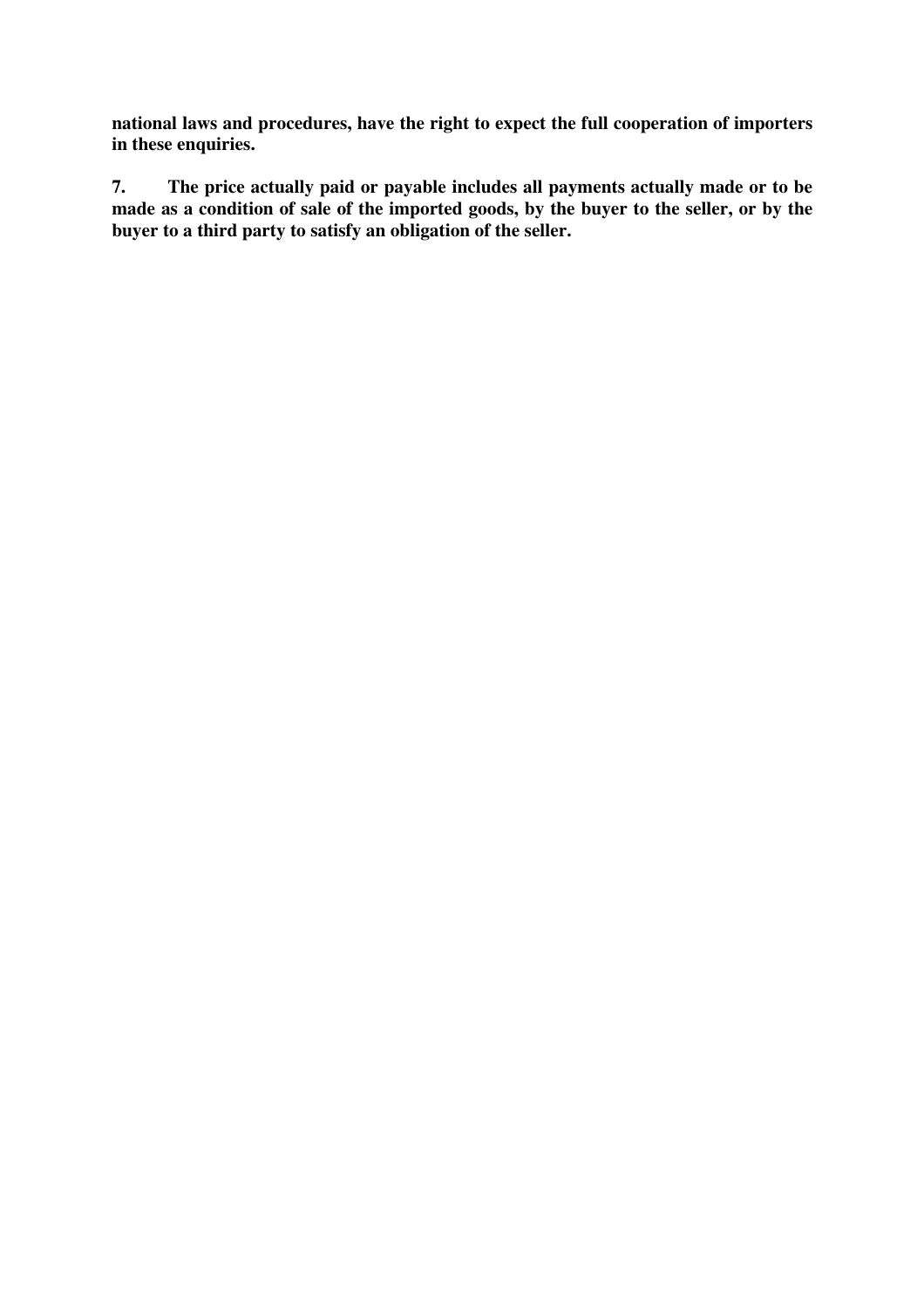**national laws and procedures, have the right to expect the full cooperation of importers in these enquiries.**

**7. The price actually paid or payable includes all payments actually made or to be made as a condition of sale of the imported goods, by the buyer to the seller, or by the buyer to a third party to satisfy an obligation of the seller.**